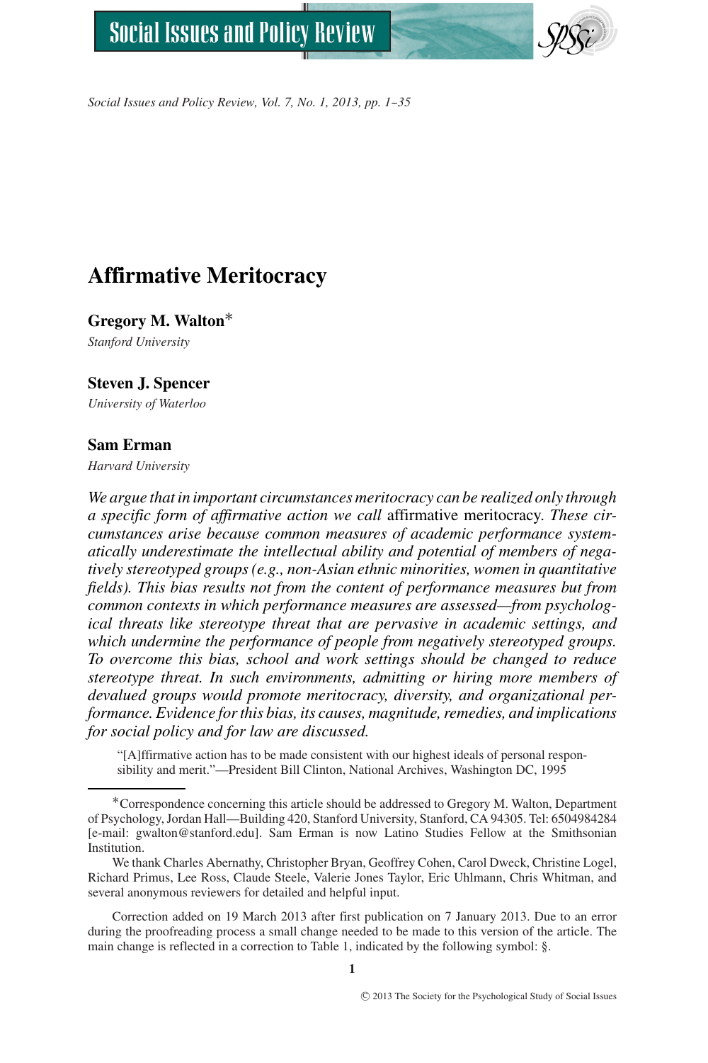# Affirmative Meritocracy

**Gregory M. Walton***

*Stanford University*

**Steven J. Spencer**

*University of Waterloo*

**Sam Erman**

*Harvard University*

*We argue that in important circumstances meritocracy can be realized only through a specific form of affirmative action we call* affirmative meritocracy. *These circumstances arise because common measures of academic performance systematically underestimate the intellectual ability and potential of members of negatively stereotyped groups (e.g., non-Asian ethnic minorities, women in quantitative fields). This bias results not from the content of performance measures but from common contexts in which performance measures are assessed—from psychological threats like stereotype threat that are pervasive in academic settings, and which undermine the performance of people from negatively stereotyped groups. To overcome this bias, school and work settings should be changed to reduce stereotype threat. In such environments, admitting or hiring more members of devalued groups would promote meritocracy, diversity, and organizational performance. Evidence for this bias, its causes, magnitude, remedies, and implications for social policy and for law are discussed.*

> "[A]ffirmative action has to be made consistent with our highest ideals of personal responsibility and merit."—President Bill Clinton, National Archives, Washington DC, 1995

---

*Correspondence concerning this article should be addressed to Gregory M. Walton, Department of Psychology, Jordan Hall—Building 420, Stanford University, Stanford, CA 94305. Tel: 6504984284 [e-mail: gwalton@stanford.edu]. Sam Erman is now Latino Studies Fellow at the Smithsonian Institution.

We thank Charles Abernathy, Christopher Bryan, Geoffrey Cohen, Carol Dweck, Christine Logel, Richard Primus, Lee Ross, Claude Steele, Valerie Jones Taylor, Eric Uhlmann, Chris Whitman, and several anonymous reviewers for detailed and helpful input.

Correction added on 19 March 2013 after first publication on 7 January 2013. Due to an error during the proofreading process a small change needed to be made to this version of the article. The main change is reflected in a correction to Table 1, indicated by the following symbol: §.

© 2013 The Society for the Psychological Study of Social Issues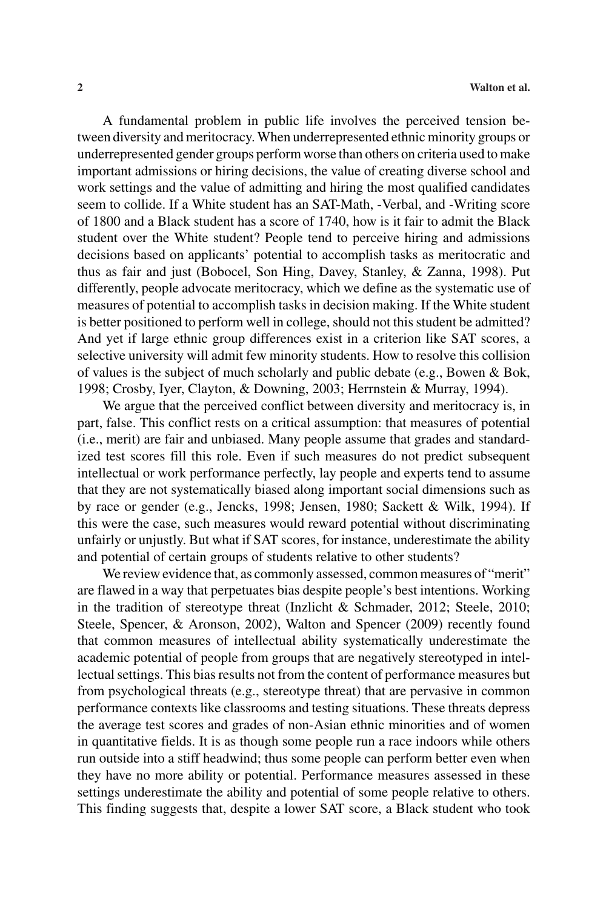A fundamental problem in public life involves the perceived tension between diversity and meritocracy. When underrepresented ethnic minority groups or underrepresented gender groups perform worse than others on criteria used to make important admissions or hiring decisions, the value of creating diverse school and work settings and the value of admitting and hiring the most qualified candidates seem to collide. If a White student has an SAT-Math, -Verbal, and -Writing score of 1800 and a Black student has a score of 1740, how is it fair to admit the Black student over the White student? People tend to perceive hiring and admissions decisions based on applicants' potential to accomplish tasks as meritocratic and thus as fair and just (Bobocel, Son Hing, Davey, Stanley, & Zanna, 1998). Put differently, people advocate meritocracy, which we define as the systematic use of measures of potential to accomplish tasks in decision making. If the White student is better positioned to perform well in college, should not this student be admitted? And yet if large ethnic group differences exist in a criterion like SAT scores, a selective university will admit few minority students. How to resolve this collision of values is the subject of much scholarly and public debate (e.g., Bowen & Bok, 1998; Crosby, Iyer, Clayton, & Downing, 2003; Herrnstein & Murray, 1994).

We argue that the perceived conflict between diversity and meritocracy is, in part, false. This conflict rests on a critical assumption: that measures of potential (i.e., merit) are fair and unbiased. Many people assume that grades and standardized test scores fill this role. Even if such measures do not predict subsequent intellectual or work performance perfectly, lay people and experts tend to assume that they are not systematically biased along important social dimensions such as by race or gender (e.g., Jencks, 1998; Jensen, 1980; Sackett & Wilk, 1994). If this were the case, such measures would reward potential without discriminating unfairly or unjustly. But what if SAT scores, for instance, underestimate the ability and potential of certain groups of students relative to other students?

We review evidence that, as commonly assessed, common measures of "merit" are flawed in a way that perpetuates bias despite people's best intentions. Working in the tradition of stereotype threat (Inzlicht & Schmader, 2012; Steele, 2010; Steele, Spencer, & Aronson, 2002), Walton and Spencer (2009) recently found that common measures of intellectual ability systematically underestimate the academic potential of people from groups that are negatively stereotyped in intellectual settings. This bias results not from the content of performance measures but from psychological threats (e.g., stereotype threat) that are pervasive in common performance contexts like classrooms and testing situations. These threats depress the average test scores and grades of non-Asian ethnic minorities and of women in quantitative fields. It is as though some people run a race indoors while others run outside into a stiff headwind; thus some people can perform better even when they have no more ability or potential. Performance measures assessed in these settings underestimate the ability and potential of some people relative to others. This finding suggests that, despite a lower SAT score, a Black student who took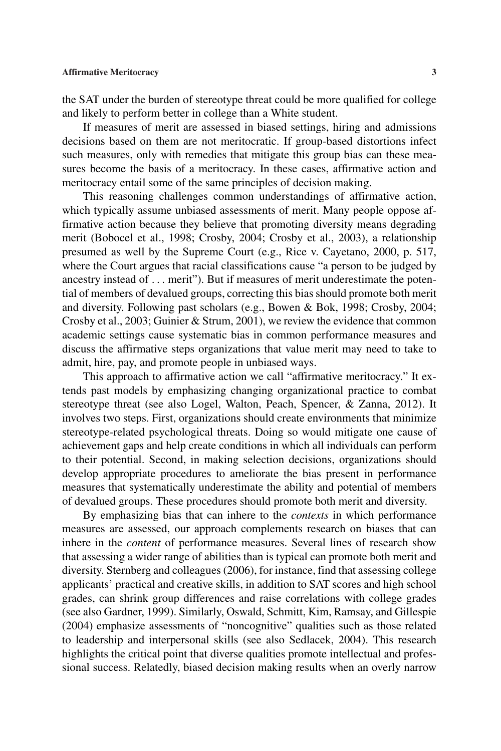the SAT under the burden of stereotype threat could be more qualified for college and likely to perform better in college than a White student.

If measures of merit are assessed in biased settings, hiring and admissions decisions based on them are not meritocratic. If group-based distortions infect such measures, only with remedies that mitigate this group bias can these measures become the basis of a meritocracy. In these cases, affirmative action and meritocracy entail some of the same principles of decision making.

This reasoning challenges common understandings of affirmative action, which typically assume unbiased assessments of merit. Many people oppose affirmative action because they believe that promoting diversity means degrading merit (Bobocel et al., 1998; Crosby, 2004; Crosby et al., 2003), a relationship presumed as well by the Supreme Court (e.g., Rice v. Cayetano, 2000, p. 517, where the Court argues that racial classifications cause "a person to be judged by ancestry instead of . . . merit"). But if measures of merit underestimate the potential of members of devalued groups, correcting this bias should promote both merit and diversity. Following past scholars (e.g., Bowen & Bok, 1998; Crosby, 2004; Crosby et al., 2003; Guinier & Strum, 2001), we review the evidence that common academic settings cause systematic bias in common performance measures and discuss the affirmative steps organizations that value merit may need to take to admit, hire, pay, and promote people in unbiased ways.

This approach to affirmative action we call "affirmative meritocracy." It extends past models by emphasizing changing organizational practice to combat stereotype threat (see also Logel, Walton, Peach, Spencer, & Zanna, 2012). It involves two steps. First, organizations should create environments that minimize stereotype-related psychological threats. Doing so would mitigate one cause of achievement gaps and help create conditions in which all individuals can perform to their potential. Second, in making selection decisions, organizations should develop appropriate procedures to ameliorate the bias present in performance measures that systematically underestimate the ability and potential of members of devalued groups. These procedures should promote both merit and diversity.

By emphasizing bias that can inhere to the *contexts* in which performance measures are assessed, our approach complements research on biases that can inhere in the *content* of performance measures. Several lines of research show that assessing a wider range of abilities than is typical can promote both merit and diversity. Sternberg and colleagues (2006), for instance, find that assessing college applicants' practical and creative skills, in addition to SAT scores and high school grades, can shrink group differences and raise correlations with college grades (see also Gardner, 1999). Similarly, Oswald, Schmitt, Kim, Ramsay, and Gillespie (2004) emphasize assessments of "noncognitive" qualities such as those related to leadership and interpersonal skills (see also Sedlacek, 2004). This research highlights the critical point that diverse qualities promote intellectual and professional success. Relatedly, biased decision making results when an overly narrow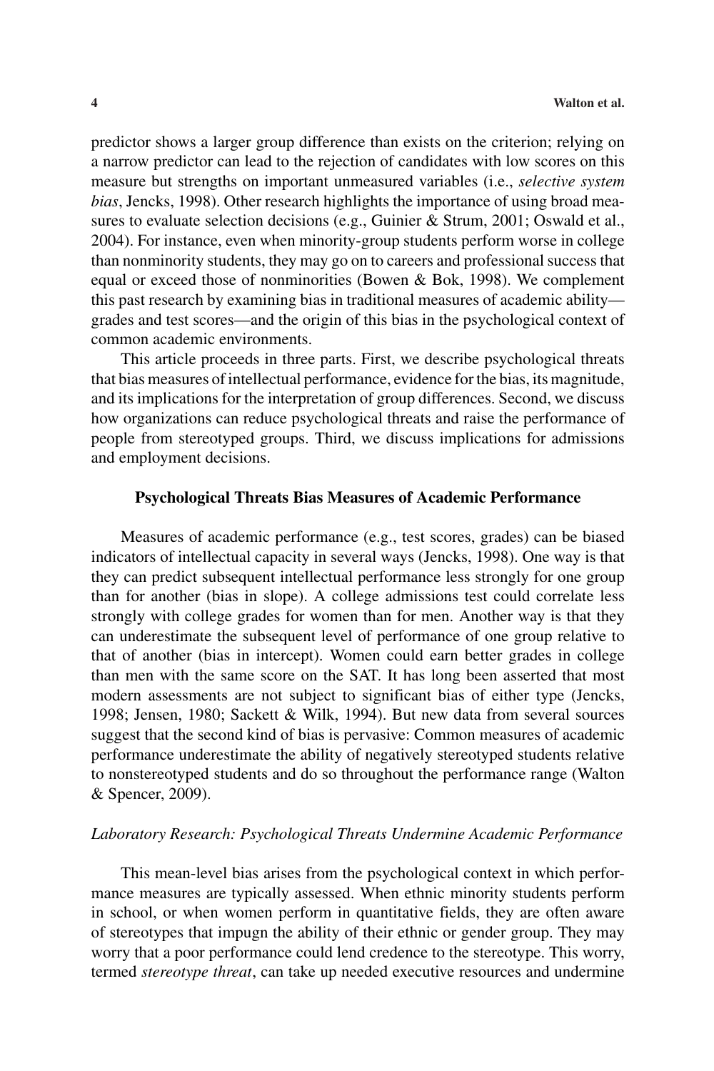predictor shows a larger group difference than exists on the criterion; relying on a narrow predictor can lead to the rejection of candidates with low scores on this measure but strengths on important unmeasured variables (i.e., *selective system bias*, Jencks, 1998). Other research highlights the importance of using broad measures to evaluate selection decisions (e.g., Guinier & Strum, 2001; Oswald et al., 2004). For instance, even when minority-group students perform worse in college than nonminority students, they may go on to careers and professional success that equal or exceed those of nonminorities (Bowen & Bok, 1998). We complement this past research by examining bias in traditional measures of academic ability—grades and test scores—and the origin of this bias in the psychological context of common academic environments.

This article proceeds in three parts. First, we describe psychological threats that bias measures of intellectual performance, evidence for the bias, its magnitude, and its implications for the interpretation of group differences. Second, we discuss how organizations can reduce psychological threats and raise the performance of people from stereotyped groups. Third, we discuss implications for admissions and employment decisions.

## Psychological Threats Bias Measures of Academic Performance

Measures of academic performance (e.g., test scores, grades) can be biased indicators of intellectual capacity in several ways (Jencks, 1998). One way is that they can predict subsequent intellectual performance less strongly for one group than for another (bias in slope). A college admissions test could correlate less strongly with college grades for women than for men. Another way is that they can underestimate the subsequent level of performance of one group relative to that of another (bias in intercept). Women could earn better grades in college than men with the same score on the SAT. It has long been asserted that most modern assessments are not subject to significant bias of either type (Jencks, 1998; Jensen, 1980; Sackett & Wilk, 1994). But new data from several sources suggest that the second kind of bias is pervasive: Common measures of academic performance underestimate the ability of negatively stereotyped students relative to nonstereotyped students and do so throughout the performance range (Walton & Spencer, 2009).

### *Laboratory Research: Psychological Threats Undermine Academic Performance*

This mean-level bias arises from the psychological context in which performance measures are typically assessed. When ethnic minority students perform in school, or when women perform in quantitative fields, they are often aware of stereotypes that impugn the ability of their ethnic or gender group. They may worry that a poor performance could lend credence to the stereotype. This worry, termed *stereotype threat*, can take up needed executive resources and undermine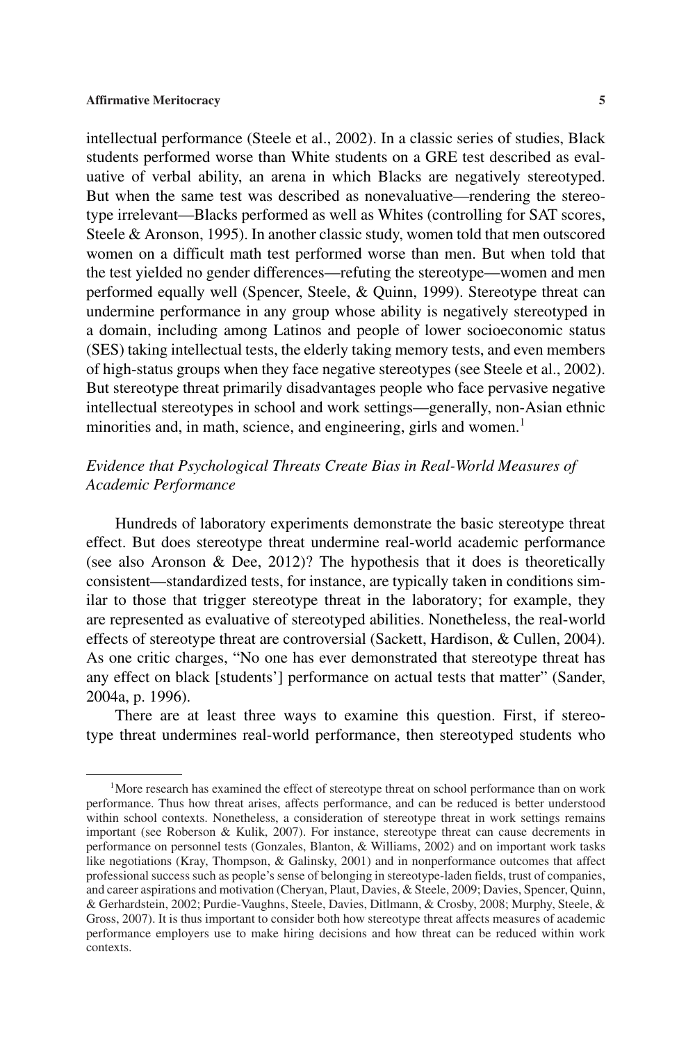intellectual performance (Steele et al., 2002). In a classic series of studies, Black students performed worse than White students on a GRE test described as evaluative of verbal ability, an arena in which Blacks are negatively stereotyped. But when the same test was described as nonevaluative—rendering the stereotype irrelevant—Blacks performed as well as Whites (controlling for SAT scores, Steele & Aronson, 1995). In another classic study, women told that men outscored women on a difficult math test performed worse than men. But when told that the test yielded no gender differences—refuting the stereotype—women and men performed equally well (Spencer, Steele, & Quinn, 1999). Stereotype threat can undermine performance in any group whose ability is negatively stereotyped in a domain, including among Latinos and people of lower socioeconomic status (SES) taking intellectual tests, the elderly taking memory tests, and even members of high-status groups when they face negative stereotypes (see Steele et al., 2002). But stereotype threat primarily disadvantages people who face pervasive negative intellectual stereotypes in school and work settings—generally, non-Asian ethnic minorities and, in math, science, and engineering, girls and women.[1]

### *Evidence that Psychological Threats Create Bias in Real-World Measures of Academic Performance*

Hundreds of laboratory experiments demonstrate the basic stereotype threat effect. But does stereotype threat undermine real-world academic performance (see also Aronson & Dee, 2012)? The hypothesis that it does is theoretically consistent—standardized tests, for instance, are typically taken in conditions similar to those that trigger stereotype threat in the laboratory; for example, they are represented as evaluative of stereotyped abilities. Nonetheless, the real-world effects of stereotype threat are controversial (Sackett, Hardison, & Cullen, 2004). As one critic charges, "No one has ever demonstrated that stereotype threat has any effect on black [students'] performance on actual tests that matter" (Sander, 2004a, p. 1996).

There are at least three ways to examine this question. First, if stereotype threat undermines real-world performance, then stereotyped students who

---

[1]More research has examined the effect of stereotype threat on school performance than on work performance. Thus how threat arises, affects performance, and can be reduced is better understood within school contexts. Nonetheless, a consideration of stereotype threat in work settings remains important (see Roberson & Kulik, 2007). For instance, stereotype threat can cause decrements in performance on personnel tests (Gonzales, Blanton, & Williams, 2002) and on important work tasks like negotiations (Kray, Thompson, & Galinsky, 2001) and in nonperformance outcomes that affect professional success such as people's sense of belonging in stereotype-laden fields, trust of companies, and career aspirations and motivation (Cheryan, Plaut, Davies, & Steele, 2009; Davies, Spencer, Quinn, & Gerhardstein, 2002; Purdie-Vaughns, Steele, Davies, Ditlmann, & Crosby, 2008; Murphy, Steele, & Gross, 2007). It is thus important to consider both how stereotype threat affects measures of academic performance employers use to make hiring decisions and how threat can be reduced within work contexts.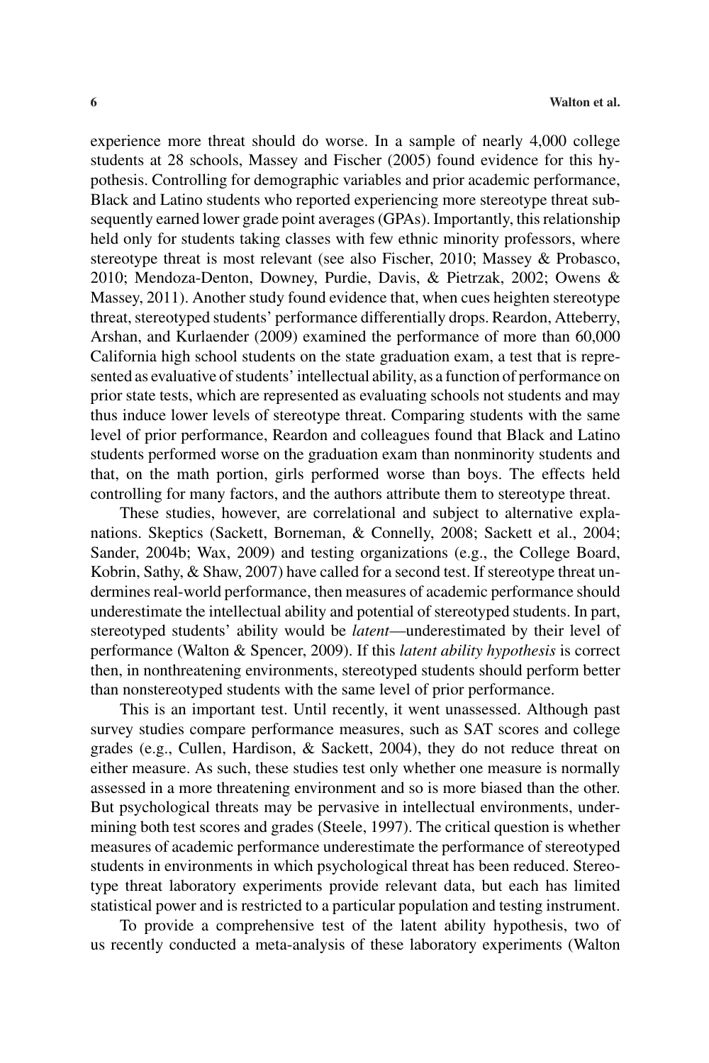experience more threat should do worse. In a sample of nearly 4,000 college students at 28 schools, Massey and Fischer (2005) found evidence for this hypothesis. Controlling for demographic variables and prior academic performance, Black and Latino students who reported experiencing more stereotype threat subsequently earned lower grade point averages (GPAs). Importantly, this relationship held only for students taking classes with few ethnic minority professors, where stereotype threat is most relevant (see also Fischer, 2010; Massey & Probasco, 2010; Mendoza-Denton, Downey, Purdie, Davis, & Pietrzak, 2002; Owens & Massey, 2011). Another study found evidence that, when cues heighten stereotype threat, stereotyped students' performance differentially drops. Reardon, Atteberry, Arshan, and Kurlaender (2009) examined the performance of more than 60,000 California high school students on the state graduation exam, a test that is represented as evaluative of students' intellectual ability, as a function of performance on prior state tests, which are represented as evaluating schools not students and may thus induce lower levels of stereotype threat. Comparing students with the same level of prior performance, Reardon and colleagues found that Black and Latino students performed worse on the graduation exam than nonminority students and that, on the math portion, girls performed worse than boys. The effects held controlling for many factors, and the authors attribute them to stereotype threat.

These studies, however, are correlational and subject to alternative explanations. Skeptics (Sackett, Borneman, & Connelly, 2008; Sackett et al., 2004; Sander, 2004b; Wax, 2009) and testing organizations (e.g., the College Board, Kobrin, Sathy, & Shaw, 2007) have called for a second test. If stereotype threat undermines real-world performance, then measures of academic performance should underestimate the intellectual ability and potential of stereotyped students. In part, stereotyped students' ability would be *latent*—underestimated by their level of performance (Walton & Spencer, 2009). If this *latent ability hypothesis* is correct then, in nonthreatening environments, stereotyped students should perform better than nonstereotyped students with the same level of prior performance.

This is an important test. Until recently, it went unassessed. Although past survey studies compare performance measures, such as SAT scores and college grades (e.g., Cullen, Hardison, & Sackett, 2004), they do not reduce threat on either measure. As such, these studies test only whether one measure is normally assessed in a more threatening environment and so is more biased than the other. But psychological threats may be pervasive in intellectual environments, undermining both test scores and grades (Steele, 1997). The critical question is whether measures of academic performance underestimate the performance of stereotyped students in environments in which psychological threat has been reduced. Stereotype threat laboratory experiments provide relevant data, but each has limited statistical power and is restricted to a particular population and testing instrument.

To provide a comprehensive test of the latent ability hypothesis, two of us recently conducted a meta-analysis of these laboratory experiments (Walton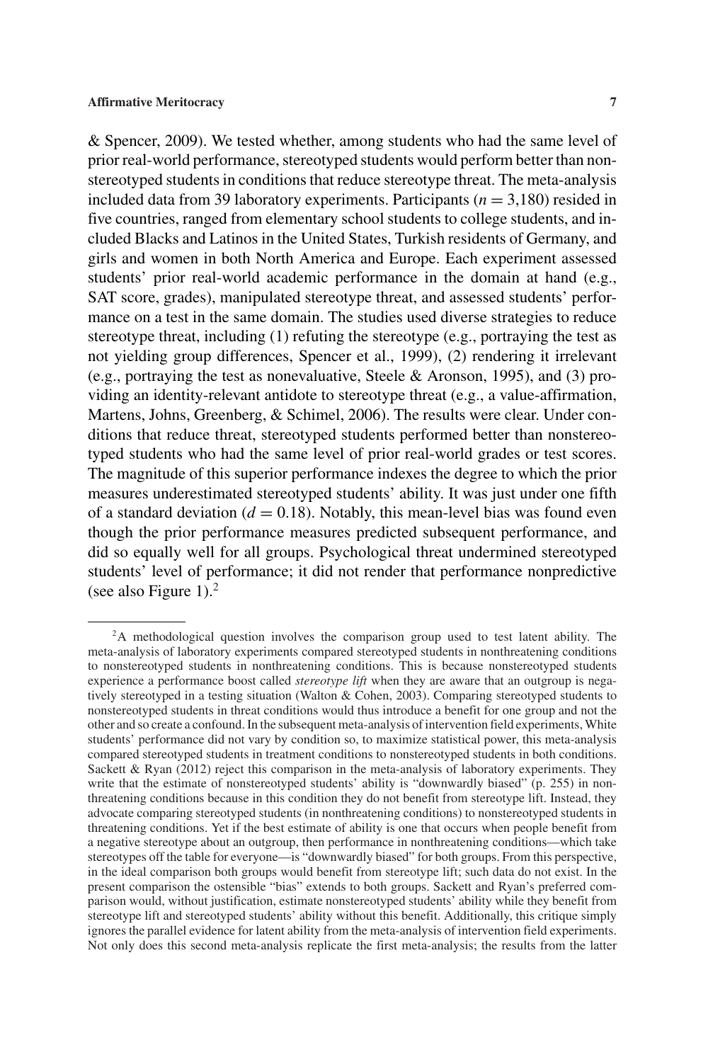& Spencer, 2009). We tested whether, among students who had the same level of prior real-world performance, stereotyped students would perform better than non-stereotyped students in conditions that reduce stereotype threat. The meta-analysis included data from 39 laboratory experiments. Participants ($n = 3{,}180$) resided in five countries, ranged from elementary school students to college students, and included Blacks and Latinos in the United States, Turkish residents of Germany, and girls and women in both North America and Europe. Each experiment assessed students' prior real-world academic performance in the domain at hand (e.g., SAT score, grades), manipulated stereotype threat, and assessed students' performance on a test in the same domain. The studies used diverse strategies to reduce stereotype threat, including (1) refuting the stereotype (e.g., portraying the test as not yielding group differences, Spencer et al., 1999), (2) rendering it irrelevant (e.g., portraying the test as nonevaluative, Steele & Aronson, 1995), and (3) providing an identity-relevant antidote to stereotype threat (e.g., a value-affirmation, Martens, Johns, Greenberg, & Schimel, 2006). The results were clear. Under conditions that reduce threat, stereotyped students performed better than nonstereotyped students who had the same level of prior real-world grades or test scores. The magnitude of this superior performance indexes the degree to which the prior measures underestimated stereotyped students' ability. It was just under one fifth of a standard deviation ($d = 0.18$). Notably, this mean-level bias was found even though the prior performance measures predicted subsequent performance, and did so equally well for all groups. Psychological threat undermined stereotyped students' level of performance; it did not render that performance nonpredictive (see also Figure 1).[2]

[2] A methodological question involves the comparison group used to test latent ability. The meta-analysis of laboratory experiments compared stereotyped students in nonthreatening conditions to nonstereotyped students in nonthreatening conditions. This is because nonstereotyped students experience a performance boost called *stereotype lift* when they are aware that an outgroup is negatively stereotyped in a testing situation (Walton & Cohen, 2003). Comparing stereotyped students to nonstereotyped students in threat conditions would thus introduce a benefit for one group and not the other and so create a confound. In the subsequent meta-analysis of intervention field experiments, White students' performance did not vary by condition so, to maximize statistical power, this meta-analysis compared stereotyped students in treatment conditions to nonstereotyped students in both conditions. Sackett & Ryan (2012) reject this comparison in the meta-analysis of laboratory experiments. They write that the estimate of nonstereotyped students' ability is "downwardly biased" (p. 255) in nonthreatening conditions because in this condition they do not benefit from stereotype lift. Instead, they advocate comparing stereotyped students (in nonthreatening conditions) to nonstereotyped students in threatening conditions. Yet if the best estimate of ability is one that occurs when people benefit from a negative stereotype about an outgroup, then performance in nonthreatening conditions—which take stereotypes off the table for everyone—is "downwardly biased" for both groups. From this perspective, in the ideal comparison both groups would benefit from stereotype lift; such data do not exist. In the present comparison the ostensible "bias" extends to both groups. Sackett and Ryan's preferred comparison would, without justification, estimate nonstereotyped students' ability while they benefit from stereotype lift and stereotyped students' ability without this benefit. Additionally, this critique simply ignores the parallel evidence for latent ability from the meta-analysis of intervention field experiments. Not only does this second meta-analysis replicate the first meta-analysis; the results from the latter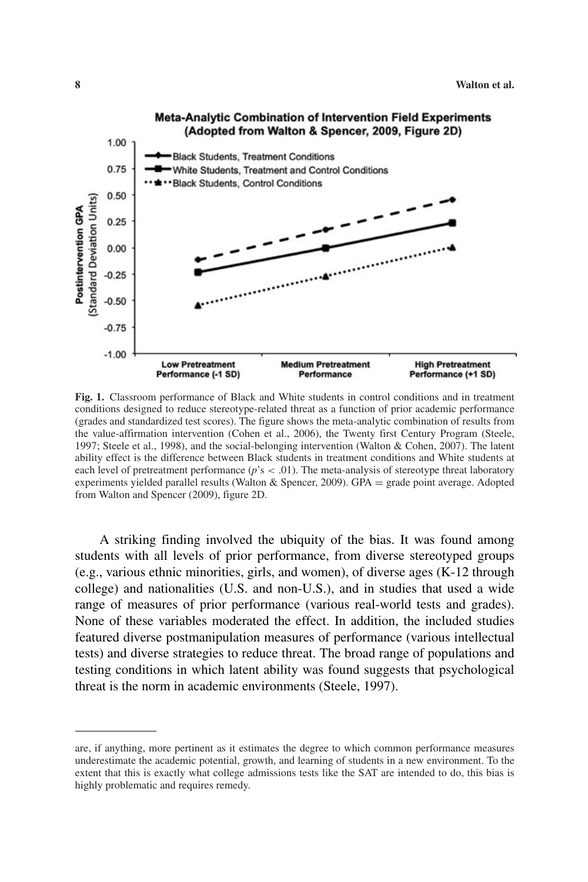Fig. 1. Classroom performance of Black and White students in control conditions and in treatment conditions designed to reduce stereotype-related threat as a function of prior academic performance (grades and standardized test scores). The figure shows the meta-analytic combination of results from the value-affirmation intervention (Cohen et al., 2006), the Twenty first Century Program (Steele, 1997; Steele et al., 1998), and the social-belonging intervention (Walton & Cohen, 2007). The latent ability effect is the difference between Black students in treatment conditions and White students at each level of pretreatment performance ($p$'s $< .01$). The meta-analysis of stereotype threat laboratory experiments yielded parallel results (Walton & Spencer, 2009). GPA = grade point average. Adopted from Walton and Spencer (2009), figure 2D.

A striking finding involved the ubiquity of the bias. It was found among students with all levels of prior performance, from diverse stereotyped groups (e.g., various ethnic minorities, girls, and women), of diverse ages (K-12 through college) and nationalities (U.S. and non-U.S.), and in studies that used a wide range of measures of prior performance (various real-world tests and grades). None of these variables moderated the effect. In addition, the included studies featured diverse postmanipulation measures of performance (various intellectual tests) and diverse strategies to reduce threat. The broad range of populations and testing conditions in which latent ability was found suggests that psychological threat is the norm in academic environments (Steele, 1997).

---

are, if anything, more pertinent as it estimates the degree to which common performance measures underestimate the academic potential, growth, and learning of students in a new environment. To the extent that this is exactly what college admissions tests like the SAT are intended to do, this bias is highly problematic and requires remedy.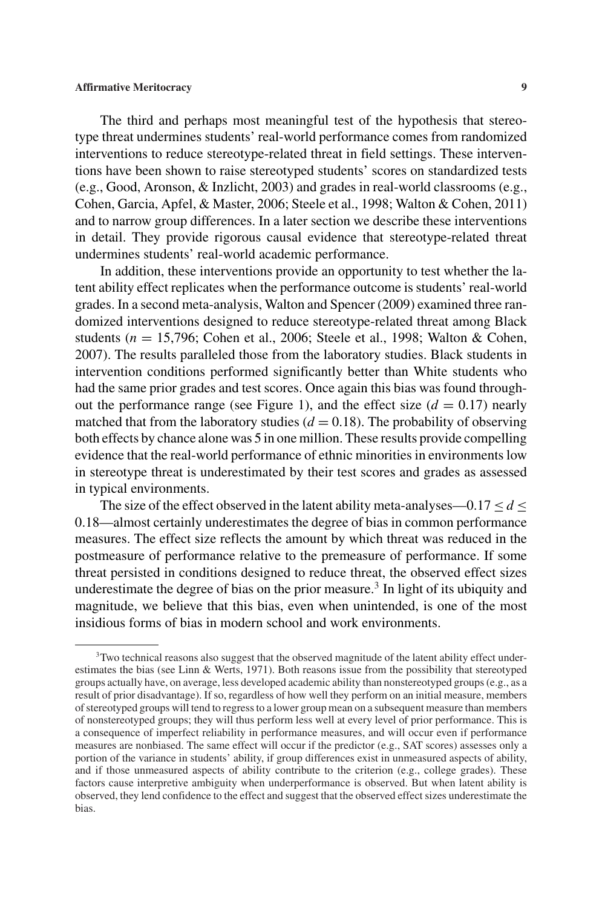The third and perhaps most meaningful test of the hypothesis that stereotype threat undermines students' real-world performance comes from randomized interventions to reduce stereotype-related threat in field settings. These interventions have been shown to raise stereotyped students' scores on standardized tests (e.g., Good, Aronson, & Inzlicht, 2003) and grades in real-world classrooms (e.g., Cohen, Garcia, Apfel, & Master, 2006; Steele et al., 1998; Walton & Cohen, 2011) and to narrow group differences. In a later section we describe these interventions in detail. They provide rigorous causal evidence that stereotype-related threat undermines students' real-world academic performance.

In addition, these interventions provide an opportunity to test whether the latent ability effect replicates when the performance outcome is students' real-world grades. In a second meta-analysis, Walton and Spencer (2009) examined three randomized interventions designed to reduce stereotype-related threat among Black students ($n$ = 15,796; Cohen et al., 2006; Steele et al., 1998; Walton & Cohen, 2007). The results paralleled those from the laboratory studies. Black students in intervention conditions performed significantly better than White students who had the same prior grades and test scores. Once again this bias was found throughout the performance range (see Figure 1), and the effect size ($d = 0.17$) nearly matched that from the laboratory studies ($d = 0.18$). The probability of observing both effects by chance alone was 5 in one million. These results provide compelling evidence that the real-world performance of ethnic minorities in environments low in stereotype threat is underestimated by their test scores and grades as assessed in typical environments.

The size of the effect observed in the latent ability meta-analyses—$0.17 \leq d \leq 0.18$—almost certainly underestimates the degree of bias in common performance measures. The effect size reflects the amount by which threat was reduced in the postmeasure of performance relative to the premeasure of performance. If some threat persisted in conditions designed to reduce threat, the observed effect sizes underestimate the degree of bias on the prior measure.[3] In light of its ubiquity and magnitude, we believe that this bias, even when unintended, is one of the most insidious forms of bias in modern school and work environments.

---

[3]Two technical reasons also suggest that the observed magnitude of the latent ability effect underestimates the bias (see Linn & Werts, 1971). Both reasons issue from the possibility that stereotyped groups actually have, on average, less developed academic ability than nonstereotyped groups (e.g., as a result of prior disadvantage). If so, regardless of how well they perform on an initial measure, members of stereotyped groups will tend to regress to a lower group mean on a subsequent measure than members of nonstereotyped groups; they will thus perform less well at every level of prior performance. This is a consequence of imperfect reliability in performance measures, and will occur even if performance measures are nonbiased. The same effect will occur if the predictor (e.g., SAT scores) assesses only a portion of the variance in students' ability, if group differences exist in unmeasured aspects of ability, and if those unmeasured aspects of ability contribute to the criterion (e.g., college grades). These factors cause interpretive ambiguity when underperformance is observed. But when latent ability is observed, they lend confidence to the effect and suggest that the observed effect sizes underestimate the bias.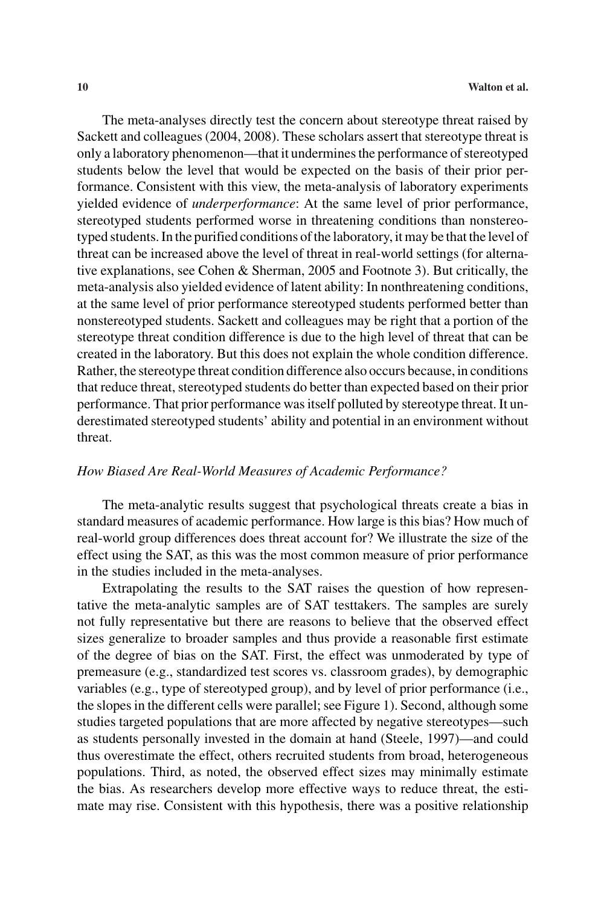The meta-analyses directly test the concern about stereotype threat raised by Sackett and colleagues (2004, 2008). These scholars assert that stereotype threat is only a laboratory phenomenon—that it undermines the performance of stereotyped students below the level that would be expected on the basis of their prior performance. Consistent with this view, the meta-analysis of laboratory experiments yielded evidence of *underperformance*: At the same level of prior performance, stereotyped students performed worse in threatening conditions than nonstereotyped students. In the purified conditions of the laboratory, it may be that the level of threat can be increased above the level of threat in real-world settings (for alternative explanations, see Cohen & Sherman, 2005 and Footnote 3). But critically, the meta-analysis also yielded evidence of latent ability: In nonthreatening conditions, at the same level of prior performance stereotyped students performed better than nonstereotyped students. Sackett and colleagues may be right that a portion of the stereotype threat condition difference is due to the high level of threat that can be created in the laboratory. But this does not explain the whole condition difference. Rather, the stereotype threat condition difference also occurs because, in conditions that reduce threat, stereotyped students do better than expected based on their prior performance. That prior performance was itself polluted by stereotype threat. It underestimated stereotyped students' ability and potential in an environment without threat.

### *How Biased Are Real-World Measures of Academic Performance?*

The meta-analytic results suggest that psychological threats create a bias in standard measures of academic performance. How large is this bias? How much of real-world group differences does threat account for? We illustrate the size of the effect using the SAT, as this was the most common measure of prior performance in the studies included in the meta-analyses.

Extrapolating the results to the SAT raises the question of how representative the meta-analytic samples are of SAT testtakers. The samples are surely not fully representative but there are reasons to believe that the observed effect sizes generalize to broader samples and thus provide a reasonable first estimate of the degree of bias on the SAT. First, the effect was unmoderated by type of premeasure (e.g., standardized test scores vs. classroom grades), by demographic variables (e.g., type of stereotyped group), and by level of prior performance (i.e., the slopes in the different cells were parallel; see Figure 1). Second, although some studies targeted populations that are more affected by negative stereotypes—such as students personally invested in the domain at hand (Steele, 1997)—and could thus overestimate the effect, others recruited students from broad, heterogeneous populations. Third, as noted, the observed effect sizes may minimally estimate the bias. As researchers develop more effective ways to reduce threat, the estimate may rise. Consistent with this hypothesis, there was a positive relationship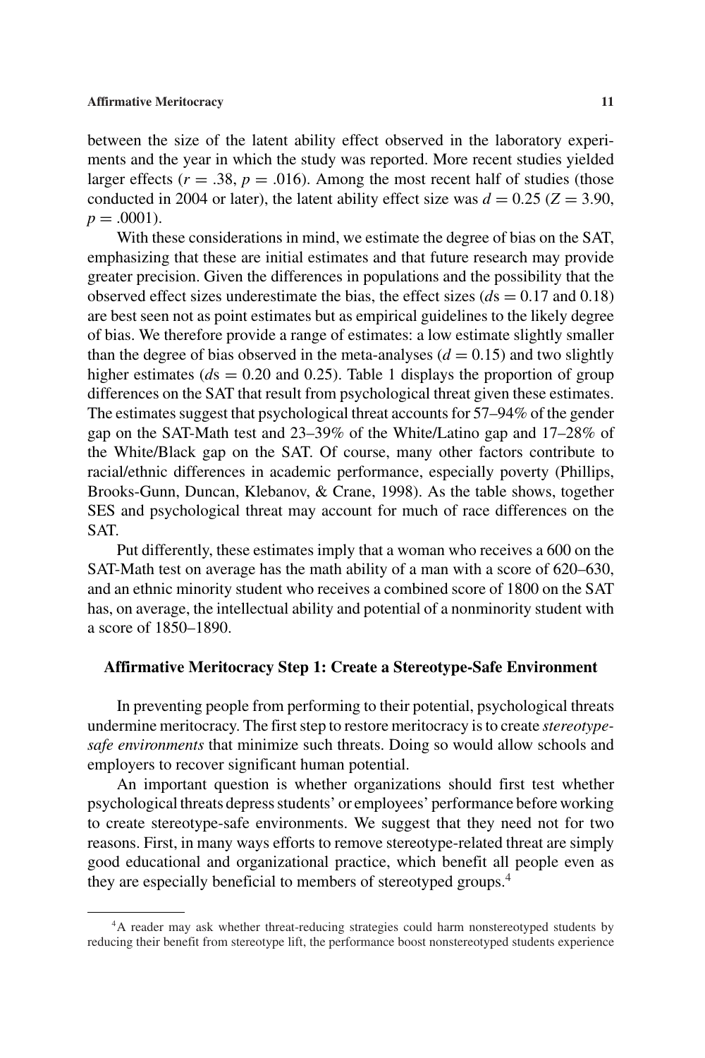between the size of the latent ability effect observed in the laboratory experiments and the year in which the study was reported. More recent studies yielded larger effects ($r = .38$, $p = .016$). Among the most recent half of studies (those conducted in 2004 or later), the latent ability effect size was $d = 0.25$ ($Z = 3.90$, $p = .0001$).

With these considerations in mind, we estimate the degree of bias on the SAT, emphasizing that these are initial estimates and that future research may provide greater precision. Given the differences in populations and the possibility that the observed effect sizes underestimate the bias, the effect sizes ($d$s $= 0.17$ and $0.18$) are best seen not as point estimates but as empirical guidelines to the likely degree of bias. We therefore provide a range of estimates: a low estimate slightly smaller than the degree of bias observed in the meta-analyses ($d = 0.15$) and two slightly higher estimates ($d$s $= 0.20$ and $0.25$). Table 1 displays the proportion of group differences on the SAT that result from psychological threat given these estimates. The estimates suggest that psychological threat accounts for 57–94% of the gender gap on the SAT-Math test and 23–39% of the White/Latino gap and 17–28% of the White/Black gap on the SAT. Of course, many other factors contribute to racial/ethnic differences in academic performance, especially poverty (Phillips, Brooks-Gunn, Duncan, Klebanov, & Crane, 1998). As the table shows, together SES and psychological threat may account for much of race differences on the SAT.

Put differently, these estimates imply that a woman who receives a 600 on the SAT-Math test on average has the math ability of a man with a score of 620–630, and an ethnic minority student who receives a combined score of 1800 on the SAT has, on average, the intellectual ability and potential of a nonminority student with a score of 1850–1890.

### Affirmative Meritocracy Step 1: Create a Stereotype-Safe Environment

In preventing people from performing to their potential, psychological threats undermine meritocracy. The first step to restore meritocracy is to create *stereotype-safe environments* that minimize such threats. Doing so would allow schools and employers to recover significant human potential.

An important question is whether organizations should first test whether psychological threats depress students' or employees' performance before working to create stereotype-safe environments. We suggest that they need not for two reasons. First, in many ways efforts to remove stereotype-related threat are simply good educational and organizational practice, which benefit all people even as they are especially beneficial to members of stereotyped groups.[4]

[4]A reader may ask whether threat-reducing strategies could harm nonstereotyped students by reducing their benefit from stereotype lift, the performance boost nonstereotyped students experience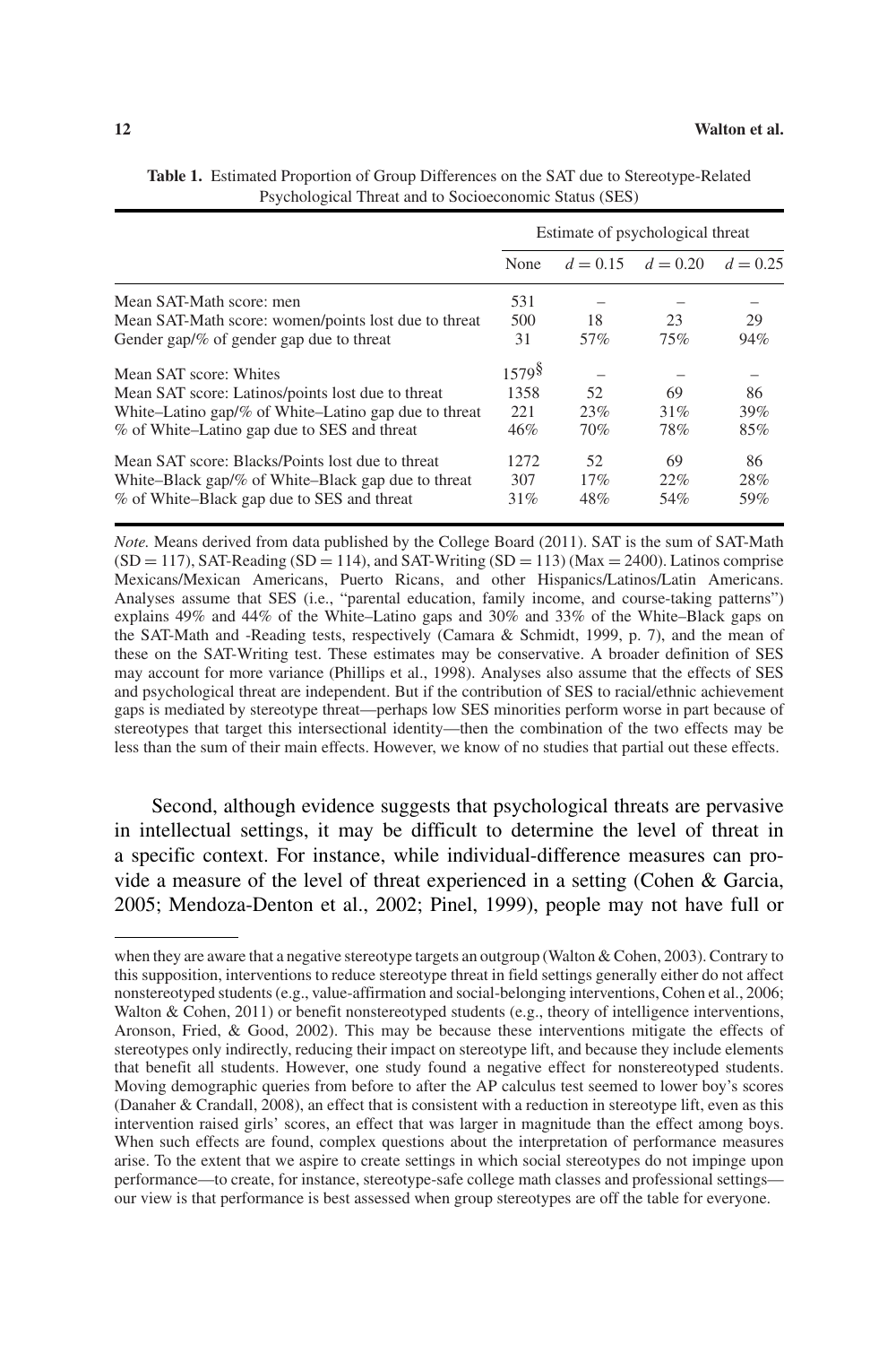**Table 1.** Estimated Proportion of Group Differences on the SAT due to Stereotype-Related Psychological Threat and to Socioeconomic Status (SES)

| | Estimate of psychological threat | | | |
|---|---|---|---|---|
| | None | $d = 0.15$ | $d = 0.20$ | $d = 0.25$ |
| Mean SAT-Math score: men | 531 | – | – | – |
| Mean SAT-Math score: women/points lost due to threat | 500 | 18 | 23 | 29 |
| Gender gap/% of gender gap due to threat | 31 | 57% | 75% | 94% |
| Mean SAT score: Whites | 1579[§] | – | – | – |
| Mean SAT score: Latinos/points lost due to threat | 1358 | 52 | 69 | 86 |
| White–Latino gap/% of White–Latino gap due to threat | 221 | 23% | 31% | 39% |
| % of White–Latino gap due to SES and threat | 46% | 70% | 78% | 85% |
| Mean SAT score: Blacks/Points lost due to threat | 1272 | 52 | 69 | 86 |
| White–Black gap/% of White–Black gap due to threat | 307 | 17% | 22% | 28% |
| % of White–Black gap due to SES and threat | 31% | 48% | 54% | 59% |

*Note.* Means derived from data published by the College Board (2011). SAT is the sum of SAT-Math (SD = 117), SAT-Reading (SD = 114), and SAT-Writing (SD = 113) (Max = 2400). Latinos comprise Mexicans/Mexican Americans, Puerto Ricans, and other Hispanics/Latinos/Latin Americans. Analyses assume that SES (i.e., "parental education, family income, and course-taking patterns") explains 49% and 44% of the White–Latino gaps and 30% and 33% of the White–Black gaps on the SAT-Math and -Reading tests, respectively (Camara & Schmidt, 1999, p. 7), and the mean of these on the SAT-Writing test. These estimates may be conservative. A broader definition of SES may account for more variance (Phillips et al., 1998). Analyses also assume that the effects of SES and psychological threat are independent. But if the contribution of SES to racial/ethnic achievement gaps is mediated by stereotype threat—perhaps low SES minorities perform worse in part because of stereotypes that target this intersectional identity—then the combination of the two effects may be less than the sum of their main effects. However, we know of no studies that partial out these effects.

Second, although evidence suggests that psychological threats are pervasive in intellectual settings, it may be difficult to determine the level of threat in a specific context. For instance, while individual-difference measures can provide a measure of the level of threat experienced in a setting (Cohen & Garcia, 2005; Mendoza-Denton et al., 2002; Pinel, 1999), people may not have full or

---

when they are aware that a negative stereotype targets an outgroup (Walton & Cohen, 2003). Contrary to this supposition, interventions to reduce stereotype threat in field settings generally either do not affect nonstereotyped students (e.g., value-affirmation and social-belonging interventions, Cohen et al., 2006; Walton & Cohen, 2011) or benefit nonstereotyped students (e.g., theory of intelligence interventions, Aronson, Fried, & Good, 2002). This may be because these interventions mitigate the effects of stereotypes only indirectly, reducing their impact on stereotype lift, and because they include elements that benefit all students. However, one study found a negative effect for nonstereotyped students. Moving demographic queries from before to after the AP calculus test seemed to lower boy's scores (Danaher & Crandall, 2008), an effect that is consistent with a reduction in stereotype lift, even as this intervention raised girls' scores, an effect that was larger in magnitude than the effect among boys. When such effects are found, complex questions about the interpretation of performance measures arise. To the extent that we aspire to create settings in which social stereotypes do not impinge upon performance—to create, for instance, stereotype-safe college math classes and professional settings—our view is that performance is best assessed when group stereotypes are off the table for everyone.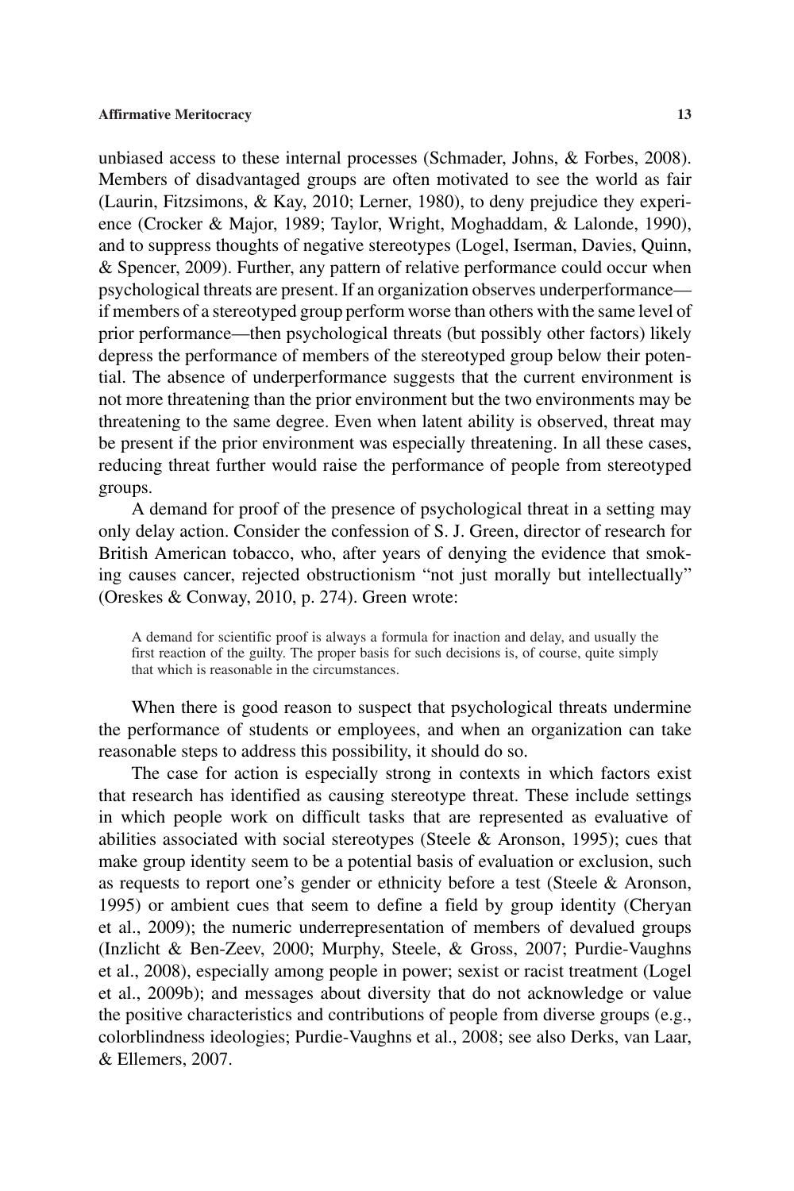unbiased access to these internal processes (Schmader, Johns, & Forbes, 2008). Members of disadvantaged groups are often motivated to see the world as fair (Laurin, Fitzsimons, & Kay, 2010; Lerner, 1980), to deny prejudice they experience (Crocker & Major, 1989; Taylor, Wright, Moghaddam, & Lalonde, 1990), and to suppress thoughts of negative stereotypes (Logel, Iserman, Davies, Quinn, & Spencer, 2009). Further, any pattern of relative performance could occur when psychological threats are present. If an organization observes underperformance—if members of a stereotyped group perform worse than others with the same level of prior performance—then psychological threats (but possibly other factors) likely depress the performance of members of the stereotyped group below their potential. The absence of underperformance suggests that the current environment is not more threatening than the prior environment but the two environments may be threatening to the same degree. Even when latent ability is observed, threat may be present if the prior environment was especially threatening. In all these cases, reducing threat further would raise the performance of people from stereotyped groups.

A demand for proof of the presence of psychological threat in a setting may only delay action. Consider the confession of S. J. Green, director of research for British American tobacco, who, after years of denying the evidence that smoking causes cancer, rejected obstructionism "not just morally but intellectually" (Oreskes & Conway, 2010, p. 274). Green wrote:

> A demand for scientific proof is always a formula for inaction and delay, and usually the first reaction of the guilty. The proper basis for such decisions is, of course, quite simply that which is reasonable in the circumstances.

When there is good reason to suspect that psychological threats undermine the performance of students or employees, and when an organization can take reasonable steps to address this possibility, it should do so.

The case for action is especially strong in contexts in which factors exist that research has identified as causing stereotype threat. These include settings in which people work on difficult tasks that are represented as evaluative of abilities associated with social stereotypes (Steele & Aronson, 1995); cues that make group identity seem to be a potential basis of evaluation or exclusion, such as requests to report one's gender or ethnicity before a test (Steele & Aronson, 1995) or ambient cues that seem to define a field by group identity (Cheryan et al., 2009); the numeric underrepresentation of members of devalued groups (Inzlicht & Ben-Zeev, 2000; Murphy, Steele, & Gross, 2007; Purdie-Vaughns et al., 2008), especially among people in power; sexist or racist treatment (Logel et al., 2009b); and messages about diversity that do not acknowledge or value the positive characteristics and contributions of people from diverse groups (e.g., colorblindness ideologies; Purdie-Vaughns et al., 2008; see also Derks, van Laar, & Ellemers, 2007.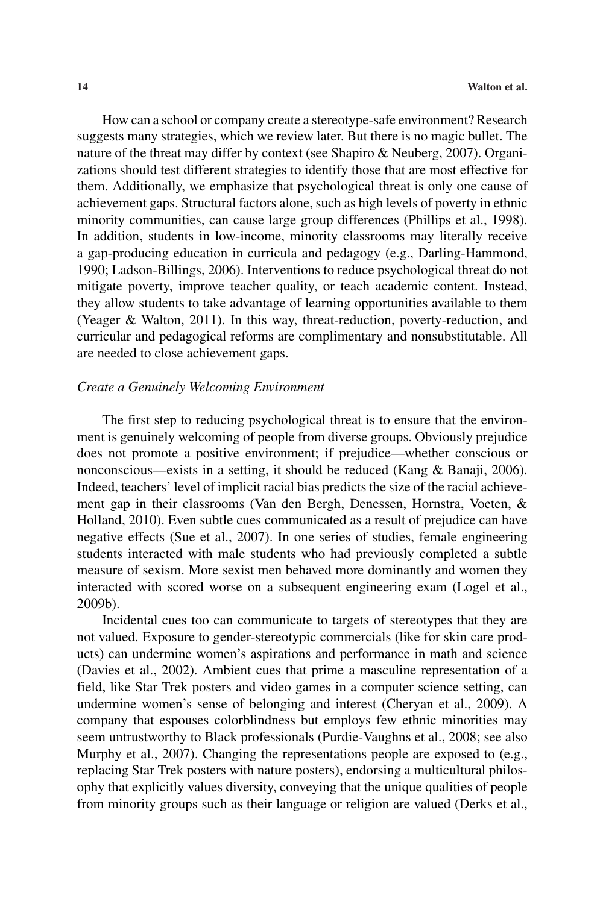How can a school or company create a stereotype-safe environment? Research suggests many strategies, which we review later. But there is no magic bullet. The nature of the threat may differ by context (see Shapiro & Neuberg, 2007). Organizations should test different strategies to identify those that are most effective for them. Additionally, we emphasize that psychological threat is only one cause of achievement gaps. Structural factors alone, such as high levels of poverty in ethnic minority communities, can cause large group differences (Phillips et al., 1998). In addition, students in low-income, minority classrooms may literally receive a gap-producing education in curricula and pedagogy (e.g., Darling-Hammond, 1990; Ladson-Billings, 2006). Interventions to reduce psychological threat do not mitigate poverty, improve teacher quality, or teach academic content. Instead, they allow students to take advantage of learning opportunities available to them (Yeager & Walton, 2011). In this way, threat-reduction, poverty-reduction, and curricular and pedagogical reforms are complimentary and nonsubstitutable. All are needed to close achievement gaps.

### *Create a Genuinely Welcoming Environment*

The first step to reducing psychological threat is to ensure that the environment is genuinely welcoming of people from diverse groups. Obviously prejudice does not promote a positive environment; if prejudice—whether conscious or nonconscious—exists in a setting, it should be reduced (Kang & Banaji, 2006). Indeed, teachers' level of implicit racial bias predicts the size of the racial achievement gap in their classrooms (Van den Bergh, Denessen, Hornstra, Voeten, & Holland, 2010). Even subtle cues communicated as a result of prejudice can have negative effects (Sue et al., 2007). In one series of studies, female engineering students interacted with male students who had previously completed a subtle measure of sexism. More sexist men behaved more dominantly and women they interacted with scored worse on a subsequent engineering exam (Logel et al., 2009b).

Incidental cues too can communicate to targets of stereotypes that they are not valued. Exposure to gender-stereotypic commercials (like for skin care products) can undermine women's aspirations and performance in math and science (Davies et al., 2002). Ambient cues that prime a masculine representation of a field, like Star Trek posters and video games in a computer science setting, can undermine women's sense of belonging and interest (Cheryan et al., 2009). A company that espouses colorblindness but employs few ethnic minorities may seem untrustworthy to Black professionals (Purdie-Vaughns et al., 2008; see also Murphy et al., 2007). Changing the representations people are exposed to (e.g., replacing Star Trek posters with nature posters), endorsing a multicultural philosophy that explicitly values diversity, conveying that the unique qualities of people from minority groups such as their language or religion are valued (Derks et al.,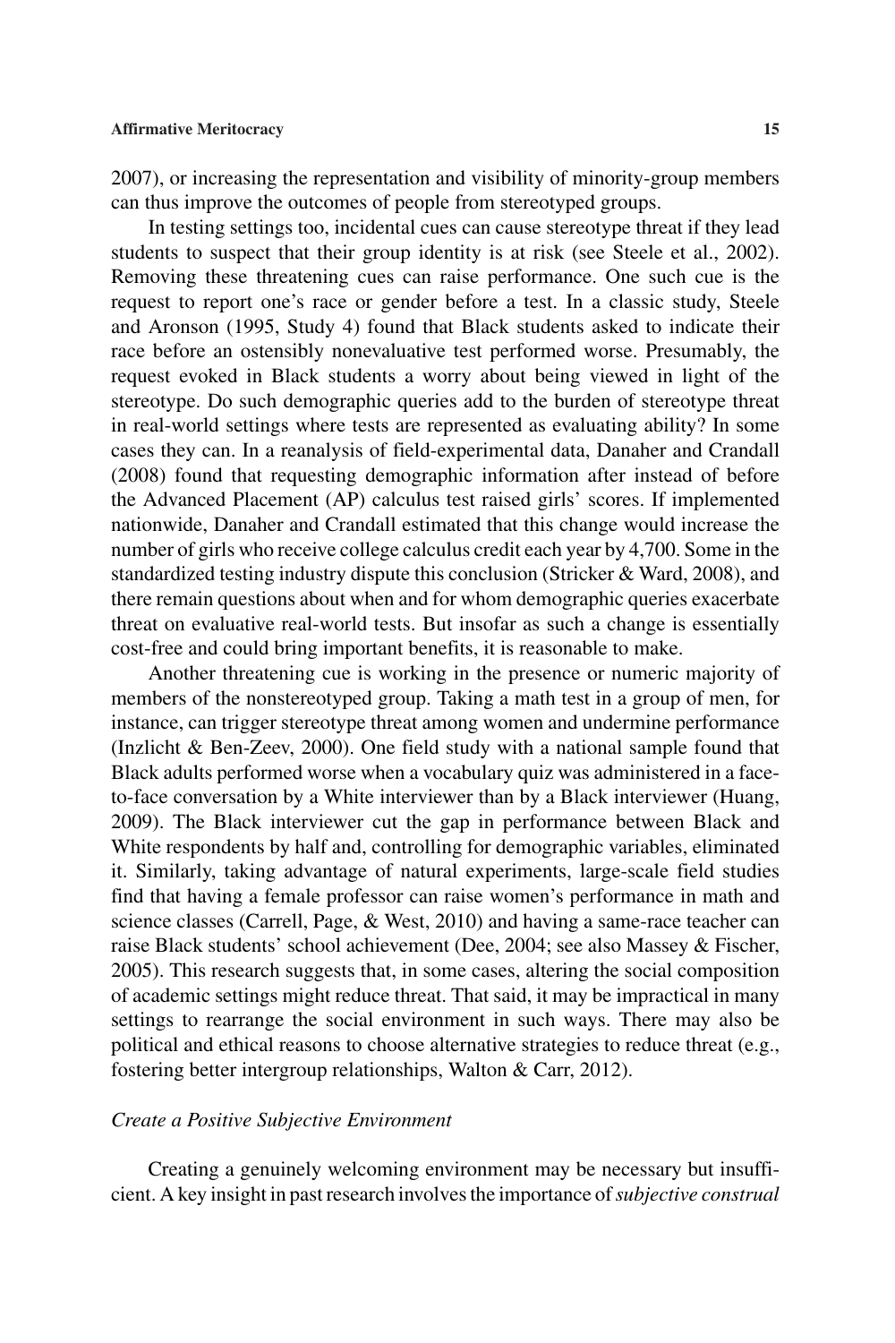2007), or increasing the representation and visibility of minority-group members can thus improve the outcomes of people from stereotyped groups.

In testing settings too, incidental cues can cause stereotype threat if they lead students to suspect that their group identity is at risk (see Steele et al., 2002). Removing these threatening cues can raise performance. One such cue is the request to report one's race or gender before a test. In a classic study, Steele and Aronson (1995, Study 4) found that Black students asked to indicate their race before an ostensibly nonevaluative test performed worse. Presumably, the request evoked in Black students a worry about being viewed in light of the stereotype. Do such demographic queries add to the burden of stereotype threat in real-world settings where tests are represented as evaluating ability? In some cases they can. In a reanalysis of field-experimental data, Danaher and Crandall (2008) found that requesting demographic information after instead of before the Advanced Placement (AP) calculus test raised girls' scores. If implemented nationwide, Danaher and Crandall estimated that this change would increase the number of girls who receive college calculus credit each year by 4,700. Some in the standardized testing industry dispute this conclusion (Stricker & Ward, 2008), and there remain questions about when and for whom demographic queries exacerbate threat on evaluative real-world tests. But insofar as such a change is essentially cost-free and could bring important benefits, it is reasonable to make.

Another threatening cue is working in the presence or numeric majority of members of the nonstereotyped group. Taking a math test in a group of men, for instance, can trigger stereotype threat among women and undermine performance (Inzlicht & Ben-Zeev, 2000). One field study with a national sample found that Black adults performed worse when a vocabulary quiz was administered in a face-to-face conversation by a White interviewer than by a Black interviewer (Huang, 2009). The Black interviewer cut the gap in performance between Black and White respondents by half and, controlling for demographic variables, eliminated it. Similarly, taking advantage of natural experiments, large-scale field studies find that having a female professor can raise women's performance in math and science classes (Carrell, Page, & West, 2010) and having a same-race teacher can raise Black students' school achievement (Dee, 2004; see also Massey & Fischer, 2005). This research suggests that, in some cases, altering the social composition of academic settings might reduce threat. That said, it may be impractical in many settings to rearrange the social environment in such ways. There may also be political and ethical reasons to choose alternative strategies to reduce threat (e.g., fostering better intergroup relationships, Walton & Carr, 2012).

### *Create a Positive Subjective Environment*

Creating a genuinely welcoming environment may be necessary but insufficient. A key insight in past research involves the importance of *subjective construal*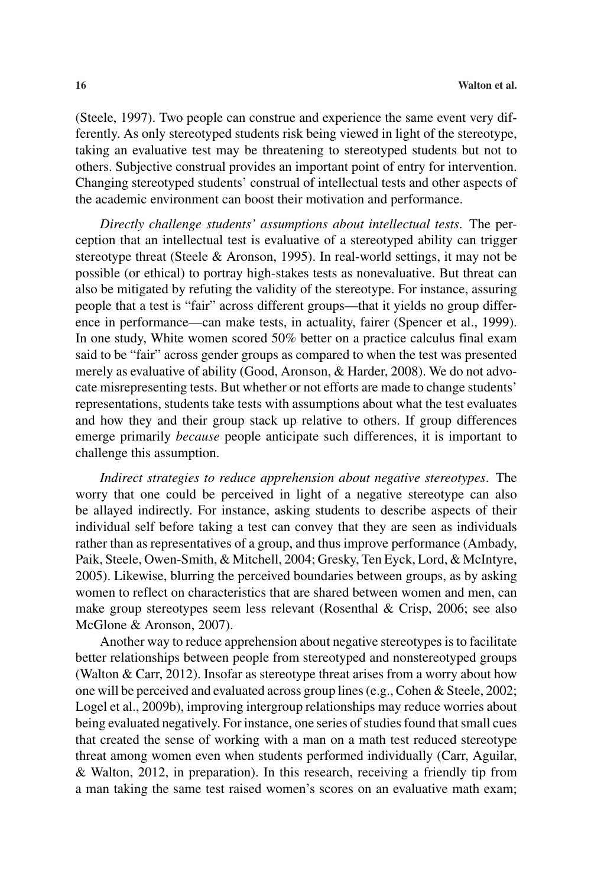(Steele, 1997). Two people can construe and experience the same event very differently. As only stereotyped students risk being viewed in light of the stereotype, taking an evaluative test may be threatening to stereotyped students but not to others. Subjective construal provides an important point of entry for intervention. Changing stereotyped students' construal of intellectual tests and other aspects of the academic environment can boost their motivation and performance.

*Directly challenge students' assumptions about intellectual tests*. The perception that an intellectual test is evaluative of a stereotyped ability can trigger stereotype threat (Steele & Aronson, 1995). In real-world settings, it may not be possible (or ethical) to portray high-stakes tests as nonevaluative. But threat can also be mitigated by refuting the validity of the stereotype. For instance, assuring people that a test is "fair" across different groups—that it yields no group difference in performance—can make tests, in actuality, fairer (Spencer et al., 1999). In one study, White women scored 50% better on a practice calculus final exam said to be "fair" across gender groups as compared to when the test was presented merely as evaluative of ability (Good, Aronson, & Harder, 2008). We do not advocate misrepresenting tests. But whether or not efforts are made to change students' representations, students take tests with assumptions about what the test evaluates and how they and their group stack up relative to others. If group differences emerge primarily *because* people anticipate such differences, it is important to challenge this assumption.

*Indirect strategies to reduce apprehension about negative stereotypes*. The worry that one could be perceived in light of a negative stereotype can also be allayed indirectly. For instance, asking students to describe aspects of their individual self before taking a test can convey that they are seen as individuals rather than as representatives of a group, and thus improve performance (Ambady, Paik, Steele, Owen-Smith, & Mitchell, 2004; Gresky, Ten Eyck, Lord, & McIntyre, 2005). Likewise, blurring the perceived boundaries between groups, as by asking women to reflect on characteristics that are shared between women and men, can make group stereotypes seem less relevant (Rosenthal & Crisp, 2006; see also McGlone & Aronson, 2007).

Another way to reduce apprehension about negative stereotypes is to facilitate better relationships between people from stereotyped and nonstereotyped groups (Walton & Carr, 2012). Insofar as stereotype threat arises from a worry about how one will be perceived and evaluated across group lines (e.g., Cohen & Steele, 2002; Logel et al., 2009b), improving intergroup relationships may reduce worries about being evaluated negatively. For instance, one series of studies found that small cues that created the sense of working with a man on a math test reduced stereotype threat among women even when students performed individually (Carr, Aguilar, & Walton, 2012, in preparation). In this research, receiving a friendly tip from a man taking the same test raised women's scores on an evaluative math exam;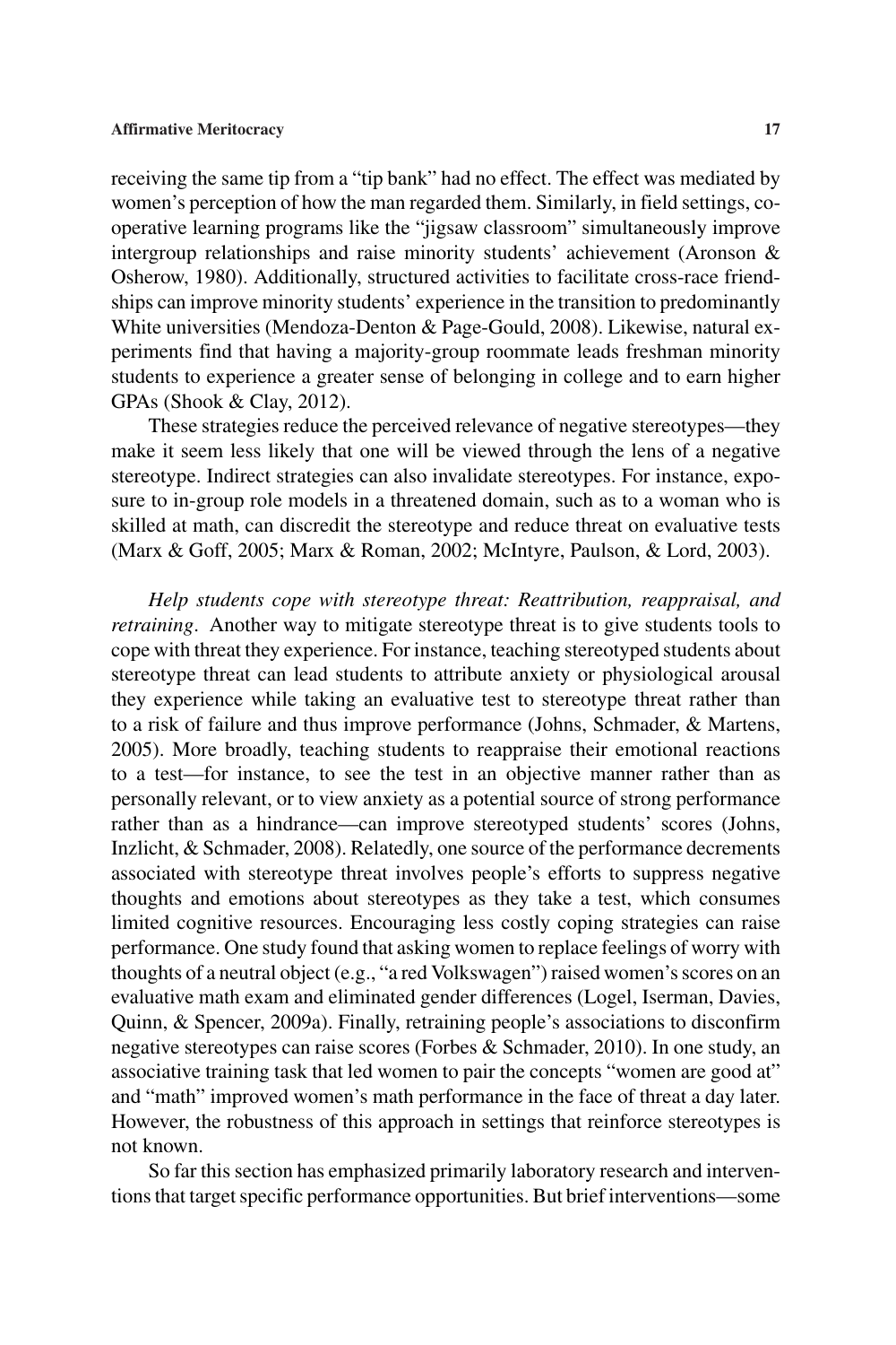receiving the same tip from a "tip bank" had no effect. The effect was mediated by women's perception of how the man regarded them. Similarly, in field settings, cooperative learning programs like the "jigsaw classroom" simultaneously improve intergroup relationships and raise minority students' achievement (Aronson & Osherow, 1980). Additionally, structured activities to facilitate cross-race friendships can improve minority students' experience in the transition to predominantly White universities (Mendoza-Denton & Page-Gould, 2008). Likewise, natural experiments find that having a majority-group roommate leads freshman minority students to experience a greater sense of belonging in college and to earn higher GPAs (Shook & Clay, 2012).

These strategies reduce the perceived relevance of negative stereotypes—they make it seem less likely that one will be viewed through the lens of a negative stereotype. Indirect strategies can also invalidate stereotypes. For instance, exposure to in-group role models in a threatened domain, such as to a woman who is skilled at math, can discredit the stereotype and reduce threat on evaluative tests (Marx & Goff, 2005; Marx & Roman, 2002; McIntyre, Paulson, & Lord, 2003).

*Help students cope with stereotype threat: Reattribution, reappraisal, and retraining*. Another way to mitigate stereotype threat is to give students tools to cope with threat they experience. For instance, teaching stereotyped students about stereotype threat can lead students to attribute anxiety or physiological arousal they experience while taking an evaluative test to stereotype threat rather than to a risk of failure and thus improve performance (Johns, Schmader, & Martens, 2005). More broadly, teaching students to reappraise their emotional reactions to a test—for instance, to see the test in an objective manner rather than as personally relevant, or to view anxiety as a potential source of strong performance rather than as a hindrance—can improve stereotyped students' scores (Johns, Inzlicht, & Schmader, 2008). Relatedly, one source of the performance decrements associated with stereotype threat involves people's efforts to suppress negative thoughts and emotions about stereotypes as they take a test, which consumes limited cognitive resources. Encouraging less costly coping strategies can raise performance. One study found that asking women to replace feelings of worry with thoughts of a neutral object (e.g., "a red Volkswagen") raised women's scores on an evaluative math exam and eliminated gender differences (Logel, Iserman, Davies, Quinn, & Spencer, 2009a). Finally, retraining people's associations to disconfirm negative stereotypes can raise scores (Forbes & Schmader, 2010). In one study, an associative training task that led women to pair the concepts "women are good at" and "math" improved women's math performance in the face of threat a day later. However, the robustness of this approach in settings that reinforce stereotypes is not known.

So far this section has emphasized primarily laboratory research and interventions that target specific performance opportunities. But brief interventions—some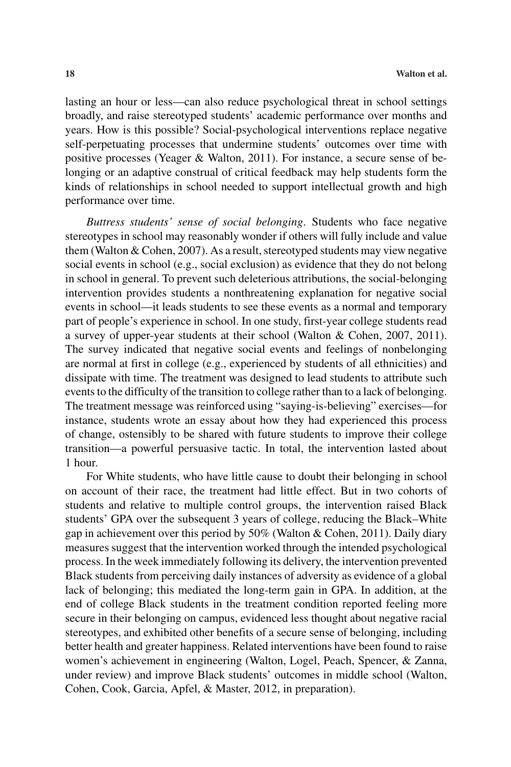lasting an hour or less—can also reduce psychological threat in school settings broadly, and raise stereotyped students' academic performance over months and years. How is this possible? Social-psychological interventions replace negative self-perpetuating processes that undermine students' outcomes over time with positive processes (Yeager & Walton, 2011). For instance, a secure sense of belonging or an adaptive construal of critical feedback may help students form the kinds of relationships in school needed to support intellectual growth and high performance over time.

*Buttress students' sense of social belonging*. Students who face negative stereotypes in school may reasonably wonder if others will fully include and value them (Walton & Cohen, 2007). As a result, stereotyped students may view negative social events in school (e.g., social exclusion) as evidence that they do not belong in school in general. To prevent such deleterious attributions, the social-belonging intervention provides students a nonthreatening explanation for negative social events in school—it leads students to see these events as a normal and temporary part of people's experience in school. In one study, first-year college students read a survey of upper-year students at their school (Walton & Cohen, 2007, 2011). The survey indicated that negative social events and feelings of nonbelonging are normal at first in college (e.g., experienced by students of all ethnicities) and dissipate with time. The treatment was designed to lead students to attribute such events to the difficulty of the transition to college rather than to a lack of belonging. The treatment message was reinforced using "saying-is-believing" exercises—for instance, students wrote an essay about how they had experienced this process of change, ostensibly to be shared with future students to improve their college transition—a powerful persuasive tactic. In total, the intervention lasted about 1 hour.

For White students, who have little cause to doubt their belonging in school on account of their race, the treatment had little effect. But in two cohorts of students and relative to multiple control groups, the intervention raised Black students' GPA over the subsequent 3 years of college, reducing the Black–White gap in achievement over this period by 50% (Walton & Cohen, 2011). Daily diary measures suggest that the intervention worked through the intended psychological process. In the week immediately following its delivery, the intervention prevented Black students from perceiving daily instances of adversity as evidence of a global lack of belonging; this mediated the long-term gain in GPA. In addition, at the end of college Black students in the treatment condition reported feeling more secure in their belonging on campus, evidenced less thought about negative racial stereotypes, and exhibited other benefits of a secure sense of belonging, including better health and greater happiness. Related interventions have been found to raise women's achievement in engineering (Walton, Logel, Peach, Spencer, & Zanna, under review) and improve Black students' outcomes in middle school (Walton, Cohen, Cook, Garcia, Apfel, & Master, 2012, in preparation).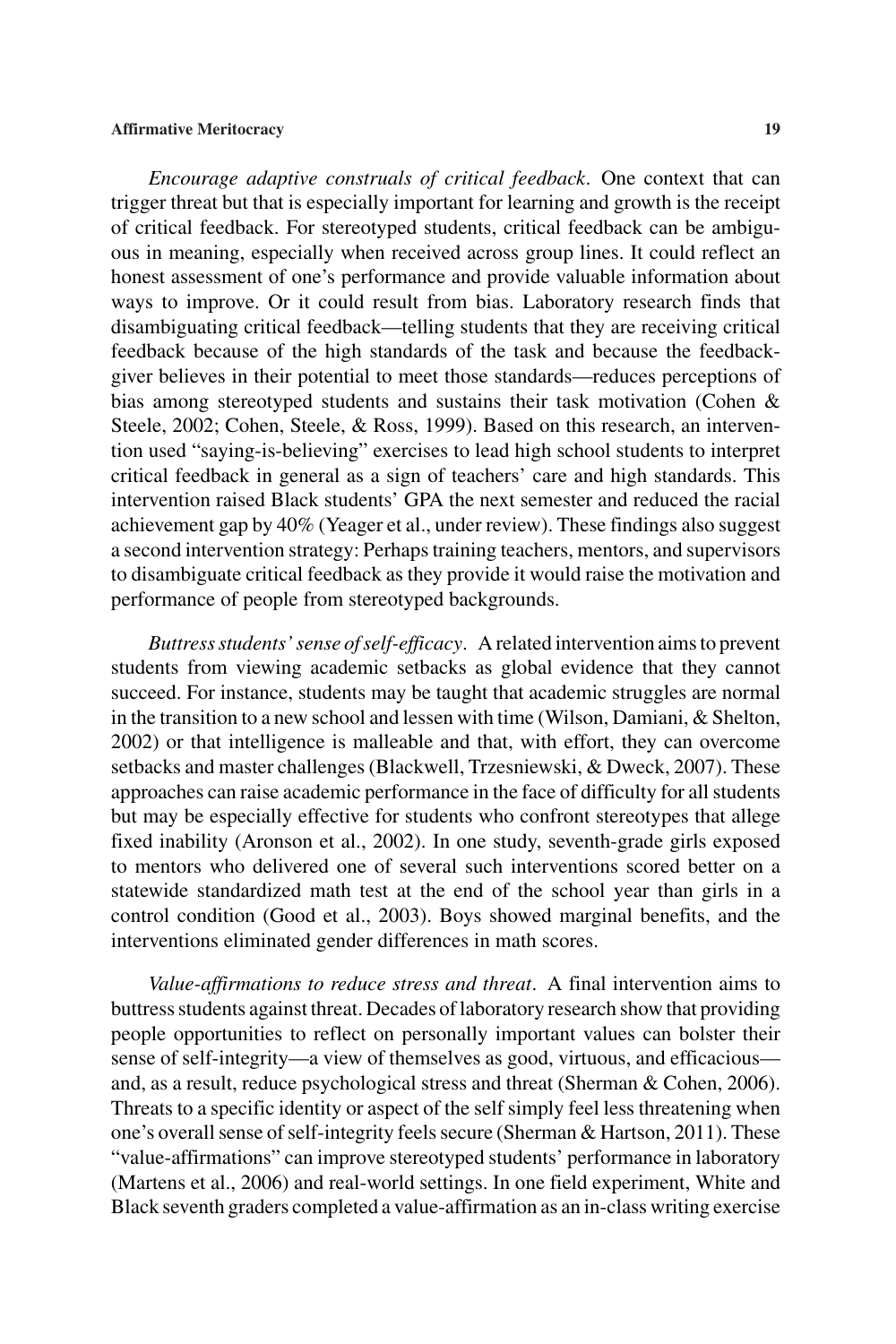*Encourage adaptive construals of critical feedback*. One context that can trigger threat but that is especially important for learning and growth is the receipt of critical feedback. For stereotyped students, critical feedback can be ambiguous in meaning, especially when received across group lines. It could reflect an honest assessment of one's performance and provide valuable information about ways to improve. Or it could result from bias. Laboratory research finds that disambiguating critical feedback—telling students that they are receiving critical feedback because of the high standards of the task and because the feedback-giver believes in their potential to meet those standards—reduces perceptions of bias among stereotyped students and sustains their task motivation (Cohen & Steele, 2002; Cohen, Steele, & Ross, 1999). Based on this research, an intervention used "saying-is-believing" exercises to lead high school students to interpret critical feedback in general as a sign of teachers' care and high standards. This intervention raised Black students' GPA the next semester and reduced the racial achievement gap by 40% (Yeager et al., under review). These findings also suggest a second intervention strategy: Perhaps training teachers, mentors, and supervisors to disambiguate critical feedback as they provide it would raise the motivation and performance of people from stereotyped backgrounds.

*Buttress students' sense of self-efficacy*. A related intervention aims to prevent students from viewing academic setbacks as global evidence that they cannot succeed. For instance, students may be taught that academic struggles are normal in the transition to a new school and lessen with time (Wilson, Damiani, & Shelton, 2002) or that intelligence is malleable and that, with effort, they can overcome setbacks and master challenges (Blackwell, Trzesniewski, & Dweck, 2007). These approaches can raise academic performance in the face of difficulty for all students but may be especially effective for students who confront stereotypes that allege fixed inability (Aronson et al., 2002). In one study, seventh-grade girls exposed to mentors who delivered one of several such interventions scored better on a statewide standardized math test at the end of the school year than girls in a control condition (Good et al., 2003). Boys showed marginal benefits, and the interventions eliminated gender differences in math scores.

*Value-affirmations to reduce stress and threat*. A final intervention aims to buttress students against threat. Decades of laboratory research show that providing people opportunities to reflect on personally important values can bolster their sense of self-integrity—a view of themselves as good, virtuous, and efficacious—and, as a result, reduce psychological stress and threat (Sherman & Cohen, 2006). Threats to a specific identity or aspect of the self simply feel less threatening when one's overall sense of self-integrity feels secure (Sherman & Hartson, 2011). These "value-affirmations" can improve stereotyped students' performance in laboratory (Martens et al., 2006) and real-world settings. In one field experiment, White and Black seventh graders completed a value-affirmation as an in-class writing exercise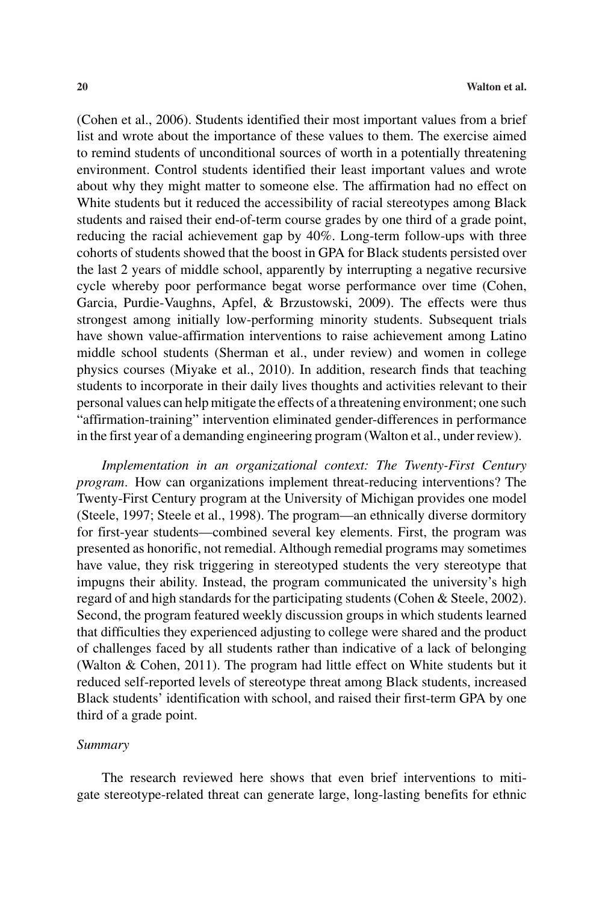(Cohen et al., 2006). Students identified their most important values from a brief list and wrote about the importance of these values to them. The exercise aimed to remind students of unconditional sources of worth in a potentially threatening environment. Control students identified their least important values and wrote about why they might matter to someone else. The affirmation had no effect on White students but it reduced the accessibility of racial stereotypes among Black students and raised their end-of-term course grades by one third of a grade point, reducing the racial achievement gap by 40%. Long-term follow-ups with three cohorts of students showed that the boost in GPA for Black students persisted over the last 2 years of middle school, apparently by interrupting a negative recursive cycle whereby poor performance begat worse performance over time (Cohen, Garcia, Purdie-Vaughns, Apfel, & Brzustowski, 2009). The effects were thus strongest among initially low-performing minority students. Subsequent trials have shown value-affirmation interventions to raise achievement among Latino middle school students (Sherman et al., under review) and women in college physics courses (Miyake et al., 2010). In addition, research finds that teaching students to incorporate in their daily lives thoughts and activities relevant to their personal values can help mitigate the effects of a threatening environment; one such "affirmation-training" intervention eliminated gender-differences in performance in the first year of a demanding engineering program (Walton et al., under review).

*Implementation in an organizational context: The Twenty-First Century program*. How can organizations implement threat-reducing interventions? The Twenty-First Century program at the University of Michigan provides one model (Steele, 1997; Steele et al., 1998). The program—an ethnically diverse dormitory for first-year students—combined several key elements. First, the program was presented as honorific, not remedial. Although remedial programs may sometimes have value, they risk triggering in stereotyped students the very stereotype that impugns their ability. Instead, the program communicated the university's high regard of and high standards for the participating students (Cohen & Steele, 2002). Second, the program featured weekly discussion groups in which students learned that difficulties they experienced adjusting to college were shared and the product of challenges faced by all students rather than indicative of a lack of belonging (Walton & Cohen, 2011). The program had little effect on White students but it reduced self-reported levels of stereotype threat among Black students, increased Black students' identification with school, and raised their first-term GPA by one third of a grade point.

### *Summary*

The research reviewed here shows that even brief interventions to mitigate stereotype-related threat can generate large, long-lasting benefits for ethnic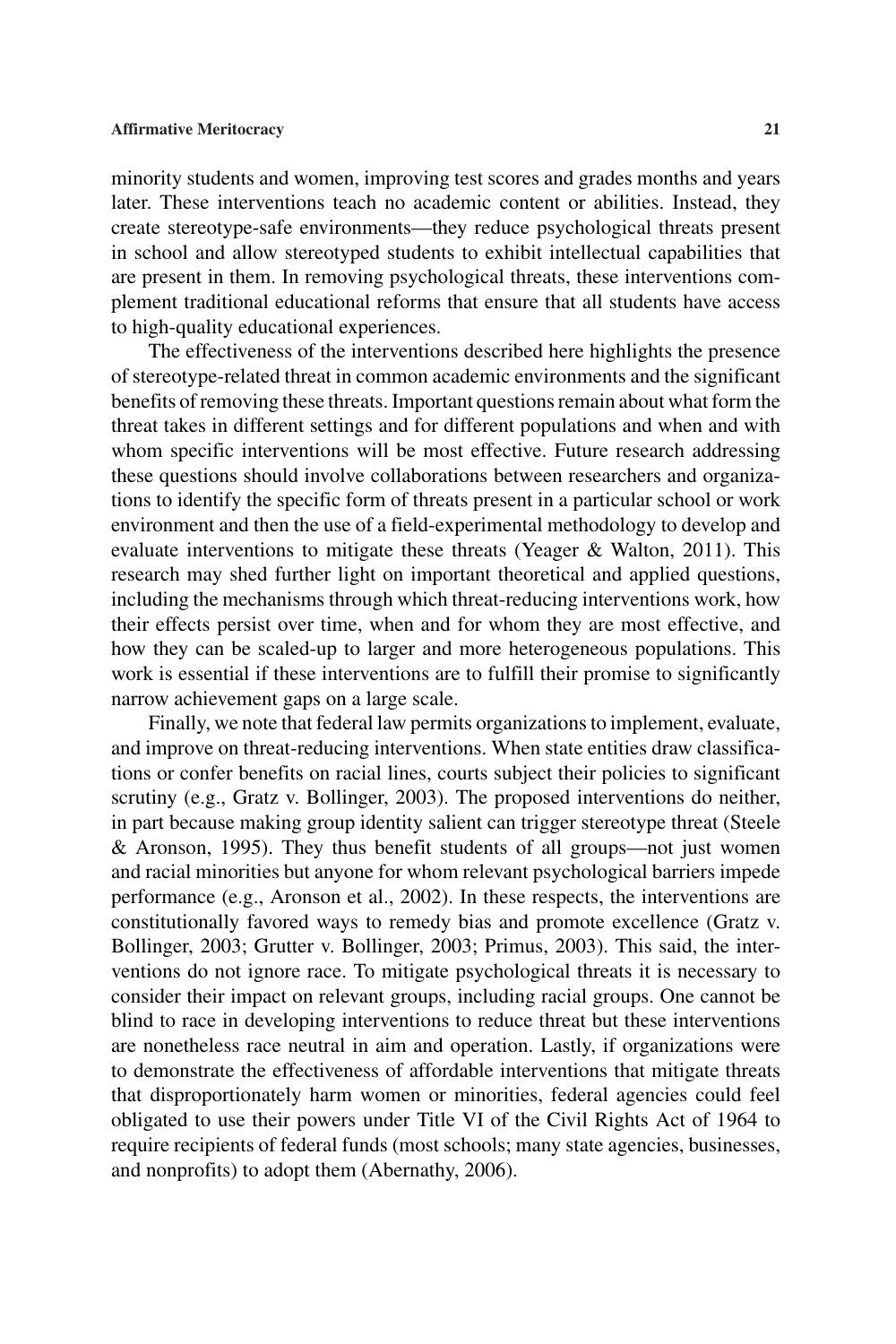minority students and women, improving test scores and grades months and years later. These interventions teach no academic content or abilities. Instead, they create stereotype-safe environments—they reduce psychological threats present in school and allow stereotyped students to exhibit intellectual capabilities that are present in them. In removing psychological threats, these interventions complement traditional educational reforms that ensure that all students have access to high-quality educational experiences.

The effectiveness of the interventions described here highlights the presence of stereotype-related threat in common academic environments and the significant benefits of removing these threats. Important questions remain about what form the threat takes in different settings and for different populations and when and with whom specific interventions will be most effective. Future research addressing these questions should involve collaborations between researchers and organizations to identify the specific form of threats present in a particular school or work environment and then the use of a field-experimental methodology to develop and evaluate interventions to mitigate these threats (Yeager & Walton, 2011). This research may shed further light on important theoretical and applied questions, including the mechanisms through which threat-reducing interventions work, how their effects persist over time, when and for whom they are most effective, and how they can be scaled-up to larger and more heterogeneous populations. This work is essential if these interventions are to fulfill their promise to significantly narrow achievement gaps on a large scale.

Finally, we note that federal law permits organizations to implement, evaluate, and improve on threat-reducing interventions. When state entities draw classifications or confer benefits on racial lines, courts subject their policies to significant scrutiny (e.g., Gratz v. Bollinger, 2003). The proposed interventions do neither, in part because making group identity salient can trigger stereotype threat (Steele & Aronson, 1995). They thus benefit students of all groups—not just women and racial minorities but anyone for whom relevant psychological barriers impede performance (e.g., Aronson et al., 2002). In these respects, the interventions are constitutionally favored ways to remedy bias and promote excellence (Gratz v. Bollinger, 2003; Grutter v. Bollinger, 2003; Primus, 2003). This said, the interventions do not ignore race. To mitigate psychological threats it is necessary to consider their impact on relevant groups, including racial groups. One cannot be blind to race in developing interventions to reduce threat but these interventions are nonetheless race neutral in aim and operation. Lastly, if organizations were to demonstrate the effectiveness of affordable interventions that mitigate threats that disproportionately harm women or minorities, federal agencies could feel obligated to use their powers under Title VI of the Civil Rights Act of 1964 to require recipients of federal funds (most schools; many state agencies, businesses, and nonprofits) to adopt them (Abernathy, 2006).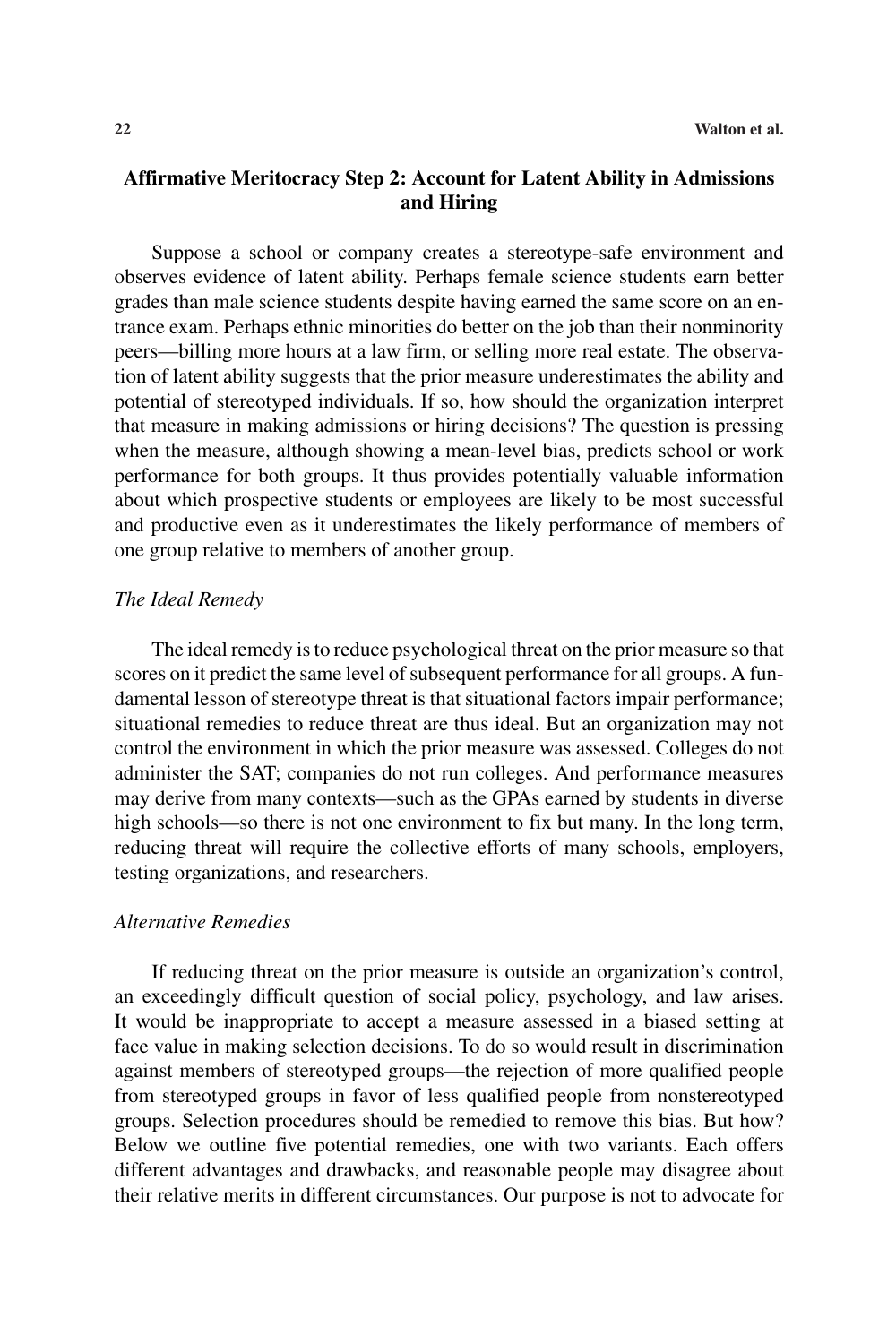### Affirmative Meritocracy Step 2: Account for Latent Ability in Admissions and Hiring

Suppose a school or company creates a stereotype-safe environment and observes evidence of latent ability. Perhaps female science students earn better grades than male science students despite having earned the same score on an entrance exam. Perhaps ethnic minorities do better on the job than their nonminority peers—billing more hours at a law firm, or selling more real estate. The observation of latent ability suggests that the prior measure underestimates the ability and potential of stereotyped individuals. If so, how should the organization interpret that measure in making admissions or hiring decisions? The question is pressing when the measure, although showing a mean-level bias, predicts school or work performance for both groups. It thus provides potentially valuable information about which prospective students or employees are likely to be most successful and productive even as it underestimates the likely performance of members of one group relative to members of another group.

#### *The Ideal Remedy*

The ideal remedy is to reduce psychological threat on the prior measure so that scores on it predict the same level of subsequent performance for all groups. A fundamental lesson of stereotype threat is that situational factors impair performance; situational remedies to reduce threat are thus ideal. But an organization may not control the environment in which the prior measure was assessed. Colleges do not administer the SAT; companies do not run colleges. And performance measures may derive from many contexts—such as the GPAs earned by students in diverse high schools—so there is not one environment to fix but many. In the long term, reducing threat will require the collective efforts of many schools, employers, testing organizations, and researchers.

#### *Alternative Remedies*

If reducing threat on the prior measure is outside an organization's control, an exceedingly difficult question of social policy, psychology, and law arises. It would be inappropriate to accept a measure assessed in a biased setting at face value in making selection decisions. To do so would result in discrimination against members of stereotyped groups—the rejection of more qualified people from stereotyped groups in favor of less qualified people from nonstereotyped groups. Selection procedures should be remedied to remove this bias. But how? Below we outline five potential remedies, one with two variants. Each offers different advantages and drawbacks, and reasonable people may disagree about their relative merits in different circumstances. Our purpose is not to advocate for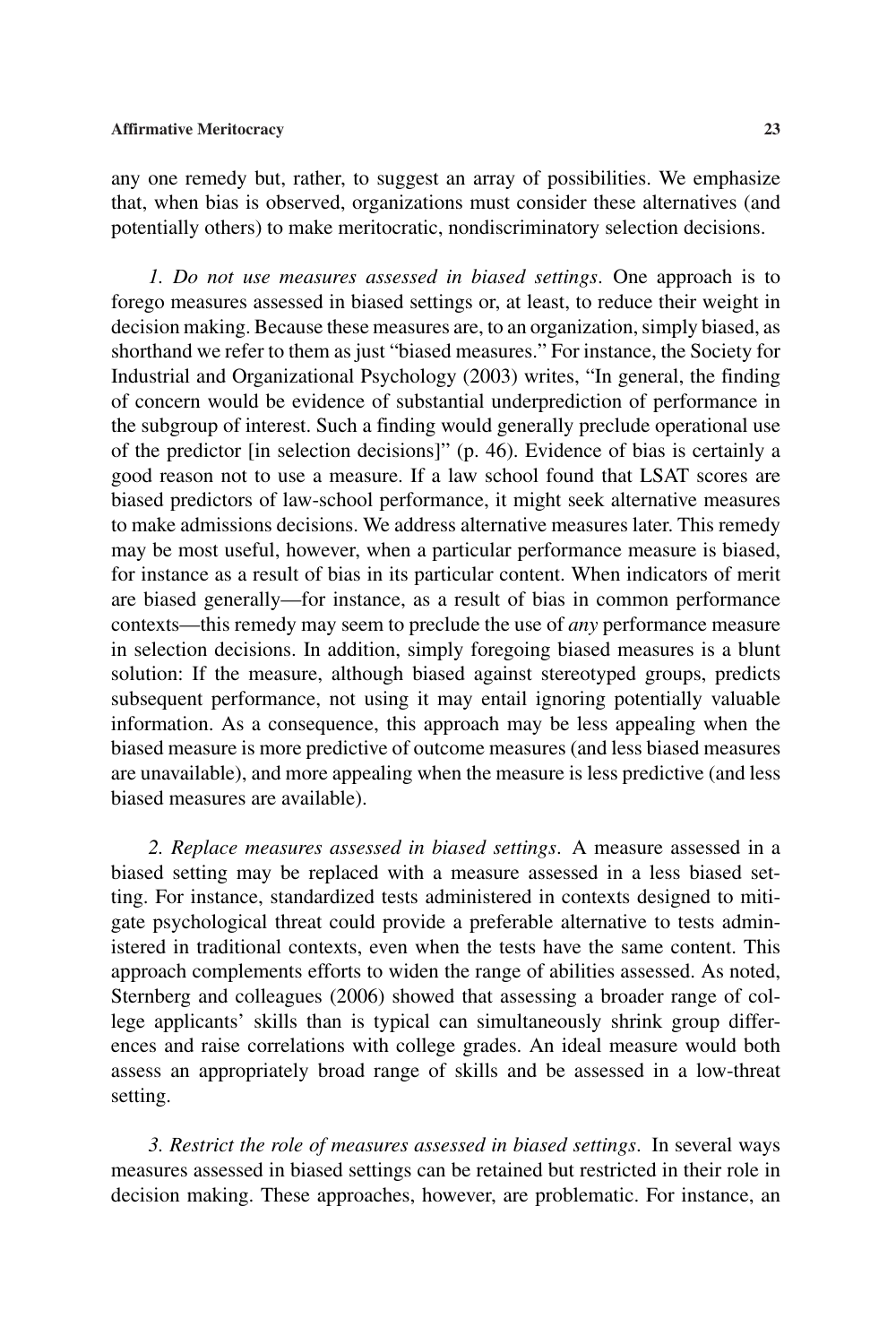any one remedy but, rather, to suggest an array of possibilities. We emphasize that, when bias is observed, organizations must consider these alternatives (and potentially others) to make meritocratic, nondiscriminatory selection decisions.

*1. Do not use measures assessed in biased settings*. One approach is to forego measures assessed in biased settings or, at least, to reduce their weight in decision making. Because these measures are, to an organization, simply biased, as shorthand we refer to them as just "biased measures." For instance, the Society for Industrial and Organizational Psychology (2003) writes, "In general, the finding of concern would be evidence of substantial underprediction of performance in the subgroup of interest. Such a finding would generally preclude operational use of the predictor [in selection decisions]" (p. 46). Evidence of bias is certainly a good reason not to use a measure. If a law school found that LSAT scores are biased predictors of law-school performance, it might seek alternative measures to make admissions decisions. We address alternative measures later. This remedy may be most useful, however, when a particular performance measure is biased, for instance as a result of bias in its particular content. When indicators of merit are biased generally—for instance, as a result of bias in common performance contexts—this remedy may seem to preclude the use of *any* performance measure in selection decisions. In addition, simply foregoing biased measures is a blunt solution: If the measure, although biased against stereotyped groups, predicts subsequent performance, not using it may entail ignoring potentially valuable information. As a consequence, this approach may be less appealing when the biased measure is more predictive of outcome measures (and less biased measures are unavailable), and more appealing when the measure is less predictive (and less biased measures are available).

*2. Replace measures assessed in biased settings*. A measure assessed in a biased setting may be replaced with a measure assessed in a less biased setting. For instance, standardized tests administered in contexts designed to mitigate psychological threat could provide a preferable alternative to tests administered in traditional contexts, even when the tests have the same content. This approach complements efforts to widen the range of abilities assessed. As noted, Sternberg and colleagues (2006) showed that assessing a broader range of college applicants' skills than is typical can simultaneously shrink group differences and raise correlations with college grades. An ideal measure would both assess an appropriately broad range of skills and be assessed in a low-threat setting.

*3. Restrict the role of measures assessed in biased settings*. In several ways measures assessed in biased settings can be retained but restricted in their role in decision making. These approaches, however, are problematic. For instance, an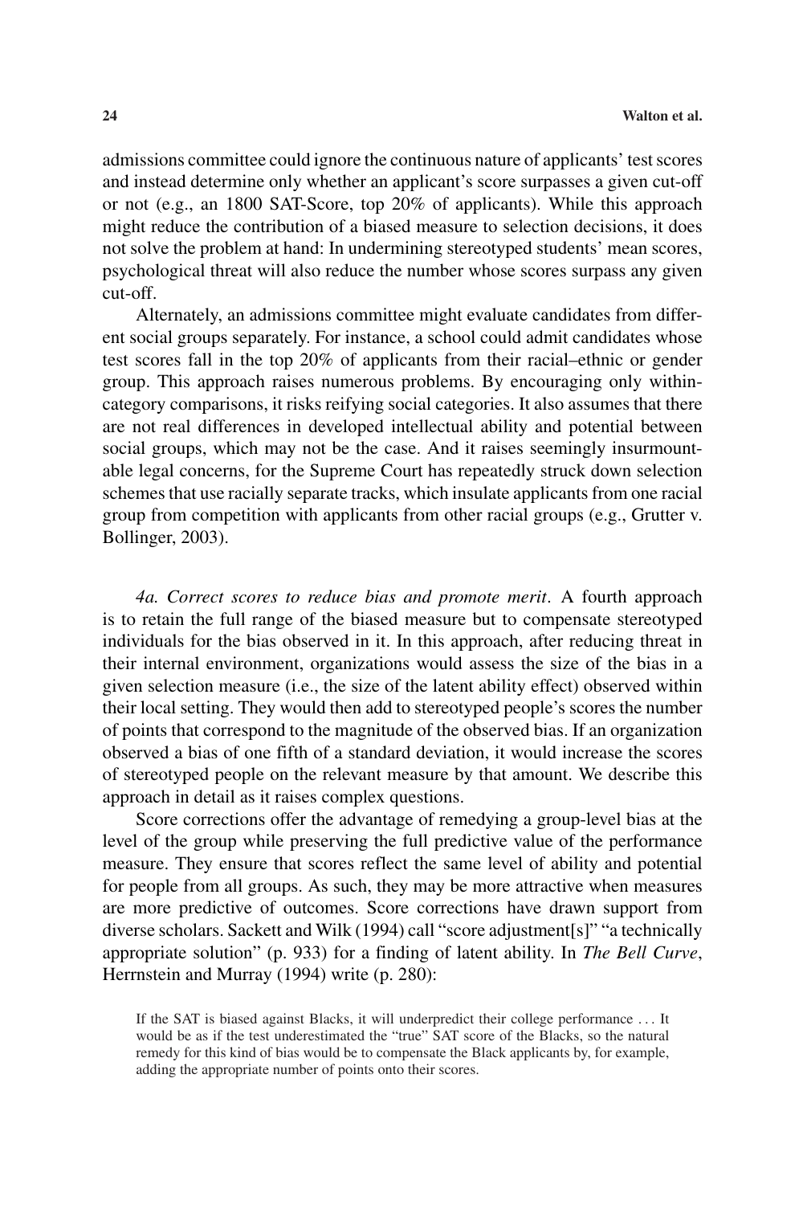admissions committee could ignore the continuous nature of applicants' test scores and instead determine only whether an applicant's score surpasses a given cut-off or not (e.g., an 1800 SAT-Score, top 20% of applicants). While this approach might reduce the contribution of a biased measure to selection decisions, it does not solve the problem at hand: In undermining stereotyped students' mean scores, psychological threat will also reduce the number whose scores surpass any given cut-off.

Alternately, an admissions committee might evaluate candidates from different social groups separately. For instance, a school could admit candidates whose test scores fall in the top 20% of applicants from their racial–ethnic or gender group. This approach raises numerous problems. By encouraging only within-category comparisons, it risks reifying social categories. It also assumes that there are not real differences in developed intellectual ability and potential between social groups, which may not be the case. And it raises seemingly insurmountable legal concerns, for the Supreme Court has repeatedly struck down selection schemes that use racially separate tracks, which insulate applicants from one racial group from competition with applicants from other racial groups (e.g., Grutter v. Bollinger, 2003).

*4a. Correct scores to reduce bias and promote merit*. A fourth approach is to retain the full range of the biased measure but to compensate stereotyped individuals for the bias observed in it. In this approach, after reducing threat in their internal environment, organizations would assess the size of the bias in a given selection measure (i.e., the size of the latent ability effect) observed within their local setting. They would then add to stereotyped people's scores the number of points that correspond to the magnitude of the observed bias. If an organization observed a bias of one fifth of a standard deviation, it would increase the scores of stereotyped people on the relevant measure by that amount. We describe this approach in detail as it raises complex questions.

Score corrections offer the advantage of remedying a group-level bias at the level of the group while preserving the full predictive value of the performance measure. They ensure that scores reflect the same level of ability and potential for people from all groups. As such, they may be more attractive when measures are more predictive of outcomes. Score corrections have drawn support from diverse scholars. Sackett and Wilk (1994) call "score adjustment[s]" "a technically appropriate solution" (p. 933) for a finding of latent ability. In *The Bell Curve*, Herrnstein and Murray (1994) write (p. 280):

> If the SAT is biased against Blacks, it will underpredict their college performance . . . It would be as if the test underestimated the "true" SAT score of the Blacks, so the natural remedy for this kind of bias would be to compensate the Black applicants by, for example, adding the appropriate number of points onto their scores.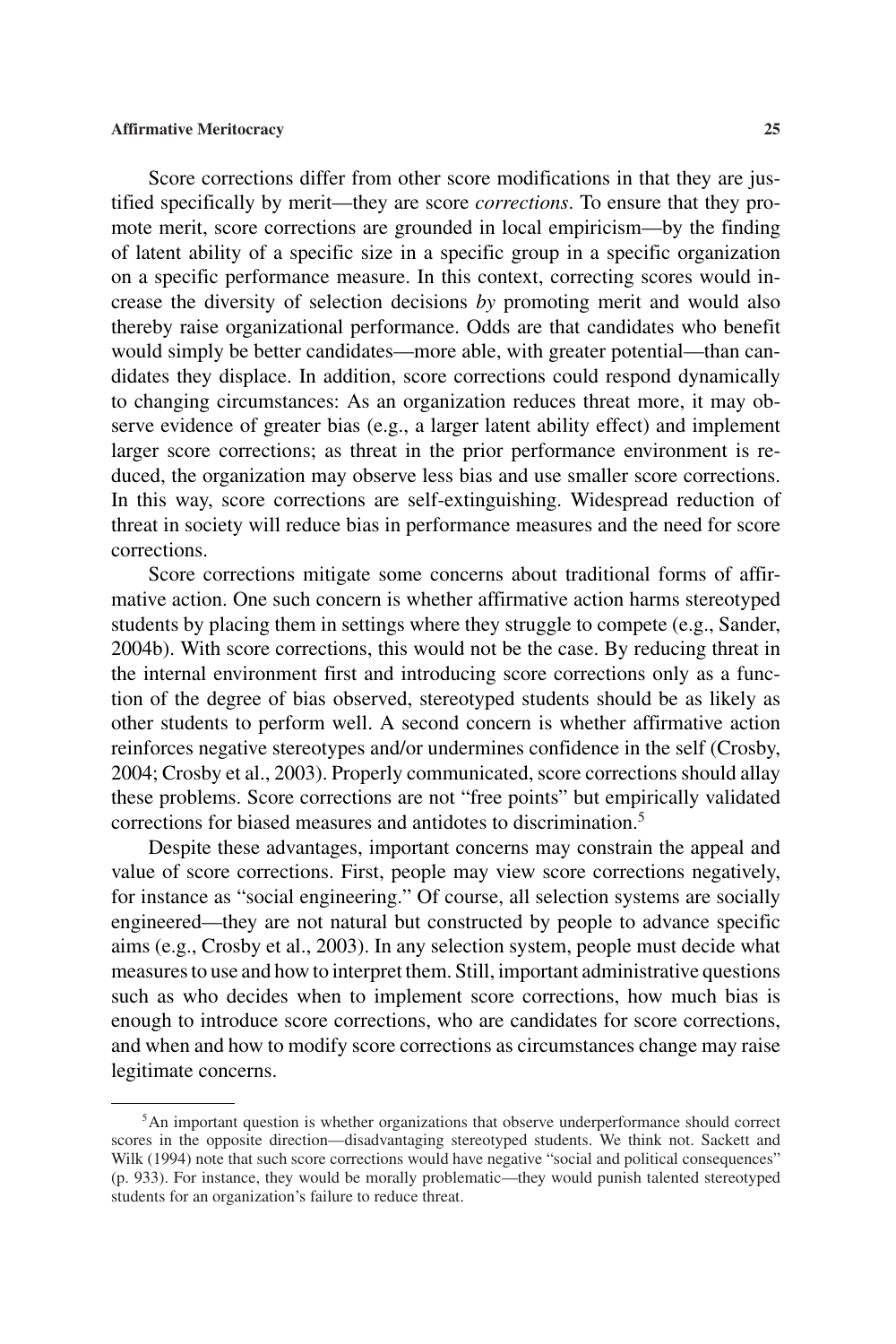Score corrections differ from other score modifications in that they are justified specifically by merit—they are score *corrections*. To ensure that they promote merit, score corrections are grounded in local empiricism—by the finding of latent ability of a specific size in a specific group in a specific organization on a specific performance measure. In this context, correcting scores would increase the diversity of selection decisions *by* promoting merit and would also thereby raise organizational performance. Odds are that candidates who benefit would simply be better candidates—more able, with greater potential—than candidates they displace. In addition, score corrections could respond dynamically to changing circumstances: As an organization reduces threat more, it may observe evidence of greater bias (e.g., a larger latent ability effect) and implement larger score corrections; as threat in the prior performance environment is reduced, the organization may observe less bias and use smaller score corrections. In this way, score corrections are self-extinguishing. Widespread reduction of threat in society will reduce bias in performance measures and the need for score corrections.

Score corrections mitigate some concerns about traditional forms of affirmative action. One such concern is whether affirmative action harms stereotyped students by placing them in settings where they struggle to compete (e.g., Sander, 2004b). With score corrections, this would not be the case. By reducing threat in the internal environment first and introducing score corrections only as a function of the degree of bias observed, stereotyped students should be as likely as other students to perform well. A second concern is whether affirmative action reinforces negative stereotypes and/or undermines confidence in the self (Crosby, 2004; Crosby et al., 2003). Properly communicated, score corrections should allay these problems. Score corrections are not "free points" but empirically validated corrections for biased measures and antidotes to discrimination.[5]

Despite these advantages, important concerns may constrain the appeal and value of score corrections. First, people may view score corrections negatively, for instance as "social engineering." Of course, all selection systems are socially engineered—they are not natural but constructed by people to advance specific aims (e.g., Crosby et al., 2003). In any selection system, people must decide what measures to use and how to interpret them. Still, important administrative questions such as who decides when to implement score corrections, how much bias is enough to introduce score corrections, who are candidates for score corrections, and when and how to modify score corrections as circumstances change may raise legitimate concerns.

[5]An important question is whether organizations that observe underperformance should correct scores in the opposite direction—disadvantaging stereotyped students. We think not. Sackett and Wilk (1994) note that such score corrections would have negative "social and political consequences" (p. 933). For instance, they would be morally problematic—they would punish talented stereotyped students for an organization's failure to reduce threat.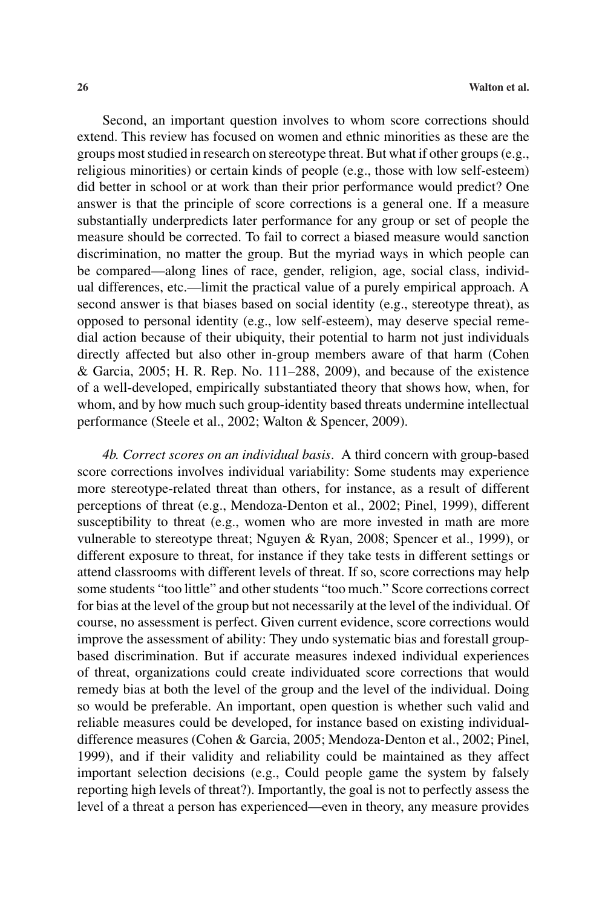Second, an important question involves to whom score corrections should extend. This review has focused on women and ethnic minorities as these are the groups most studied in research on stereotype threat. But what if other groups (e.g., religious minorities) or certain kinds of people (e.g., those with low self-esteem) did better in school or at work than their prior performance would predict? One answer is that the principle of score corrections is a general one. If a measure substantially underpredicts later performance for any group or set of people the measure should be corrected. To fail to correct a biased measure would sanction discrimination, no matter the group. But the myriad ways in which people can be compared—along lines of race, gender, religion, age, social class, individual differences, etc.—limit the practical value of a purely empirical approach. A second answer is that biases based on social identity (e.g., stereotype threat), as opposed to personal identity (e.g., low self-esteem), may deserve special remedial action because of their ubiquity, their potential to harm not just individuals directly affected but also other in-group members aware of that harm (Cohen & Garcia, 2005; H. R. Rep. No. 111–288, 2009), and because of the existence of a well-developed, empirically substantiated theory that shows how, when, for whom, and by how much such group-identity based threats undermine intellectual performance (Steele et al., 2002; Walton & Spencer, 2009).

*4b. Correct scores on an individual basis*. A third concern with group-based score corrections involves individual variability: Some students may experience more stereotype-related threat than others, for instance, as a result of different perceptions of threat (e.g., Mendoza-Denton et al., 2002; Pinel, 1999), different susceptibility to threat (e.g., women who are more invested in math are more vulnerable to stereotype threat; Nguyen & Ryan, 2008; Spencer et al., 1999), or different exposure to threat, for instance if they take tests in different settings or attend classrooms with different levels of threat. If so, score corrections may help some students "too little" and other students "too much." Score corrections correct for bias at the level of the group but not necessarily at the level of the individual. Of course, no assessment is perfect. Given current evidence, score corrections would improve the assessment of ability: They undo systematic bias and forestall group-based discrimination. But if accurate measures indexed individual experiences of threat, organizations could create individuated score corrections that would remedy bias at both the level of the group and the level of the individual. Doing so would be preferable. An important, open question is whether such valid and reliable measures could be developed, for instance based on existing individual-difference measures (Cohen & Garcia, 2005; Mendoza-Denton et al., 2002; Pinel, 1999), and if their validity and reliability could be maintained as they affect important selection decisions (e.g., Could people game the system by falsely reporting high levels of threat?). Importantly, the goal is not to perfectly assess the level of a threat a person has experienced—even in theory, any measure provides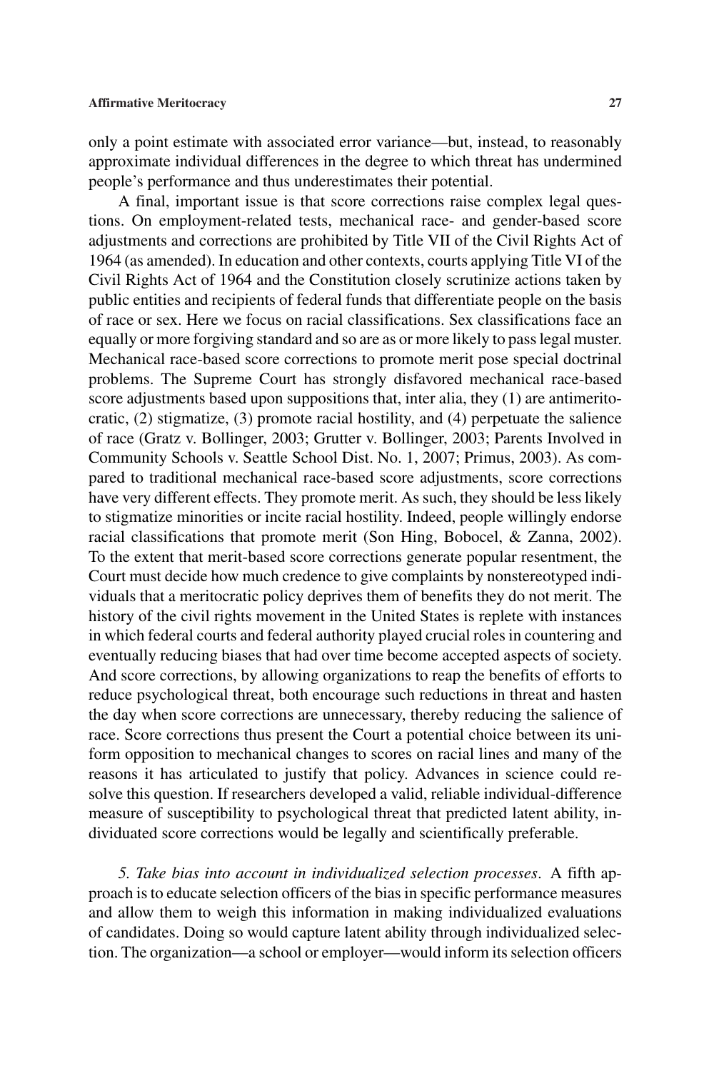only a point estimate with associated error variance—but, instead, to reasonably approximate individual differences in the degree to which threat has undermined people's performance and thus underestimates their potential.

A final, important issue is that score corrections raise complex legal questions. On employment-related tests, mechanical race- and gender-based score adjustments and corrections are prohibited by Title VII of the Civil Rights Act of 1964 (as amended). In education and other contexts, courts applying Title VI of the Civil Rights Act of 1964 and the Constitution closely scrutinize actions taken by public entities and recipients of federal funds that differentiate people on the basis of race or sex. Here we focus on racial classifications. Sex classifications face an equally or more forgiving standard and so are as or more likely to pass legal muster. Mechanical race-based score corrections to promote merit pose special doctrinal problems. The Supreme Court has strongly disfavored mechanical race-based score adjustments based upon suppositions that, inter alia, they (1) are antimeritocratic, (2) stigmatize, (3) promote racial hostility, and (4) perpetuate the salience of race (Gratz v. Bollinger, 2003; Grutter v. Bollinger, 2003; Parents Involved in Community Schools v. Seattle School Dist. No. 1, 2007; Primus, 2003). As compared to traditional mechanical race-based score adjustments, score corrections have very different effects. They promote merit. As such, they should be less likely to stigmatize minorities or incite racial hostility. Indeed, people willingly endorse racial classifications that promote merit (Son Hing, Bobocel, & Zanna, 2002). To the extent that merit-based score corrections generate popular resentment, the Court must decide how much credence to give complaints by nonstereotyped individuals that a meritocratic policy deprives them of benefits they do not merit. The history of the civil rights movement in the United States is replete with instances in which federal courts and federal authority played crucial roles in countering and eventually reducing biases that had over time become accepted aspects of society. And score corrections, by allowing organizations to reap the benefits of efforts to reduce psychological threat, both encourage such reductions in threat and hasten the day when score corrections are unnecessary, thereby reducing the salience of race. Score corrections thus present the Court a potential choice between its uniform opposition to mechanical changes to scores on racial lines and many of the reasons it has articulated to justify that policy. Advances in science could resolve this question. If researchers developed a valid, reliable individual-difference measure of susceptibility to psychological threat that predicted latent ability, individuated score corrections would be legally and scientifically preferable.

*5. Take bias into account in individualized selection processes*. A fifth approach is to educate selection officers of the bias in specific performance measures and allow them to weigh this information in making individualized evaluations of candidates. Doing so would capture latent ability through individualized selection. The organization—a school or employer—would inform its selection officers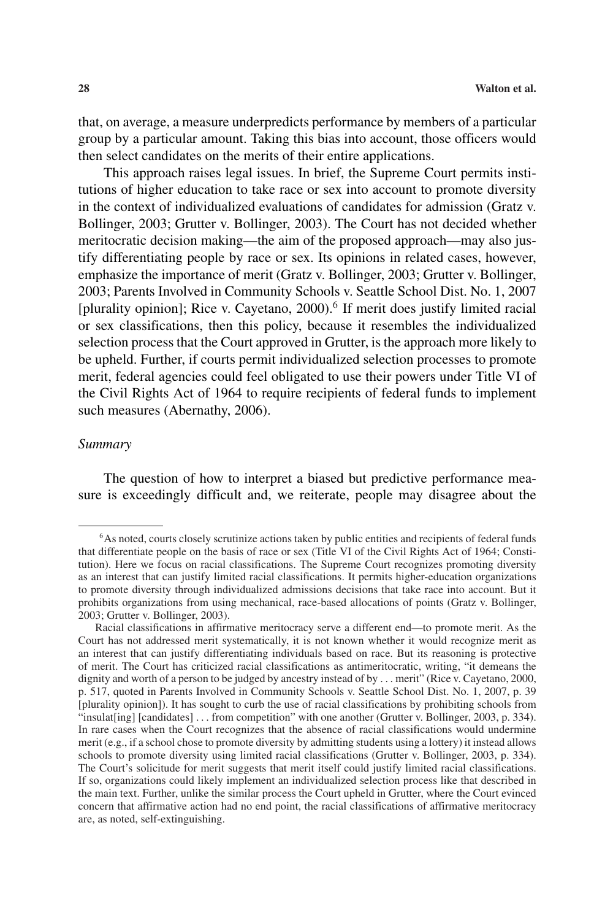that, on average, a measure underpredicts performance by members of a particular group by a particular amount. Taking this bias into account, those officers would then select candidates on the merits of their entire applications.

This approach raises legal issues. In brief, the Supreme Court permits institutions of higher education to take race or sex into account to promote diversity in the context of individualized evaluations of candidates for admission (Gratz v. Bollinger, 2003; Grutter v. Bollinger, 2003). The Court has not decided whether meritocratic decision making—the aim of the proposed approach—may also justify differentiating people by race or sex. Its opinions in related cases, however, emphasize the importance of merit (Gratz v. Bollinger, 2003; Grutter v. Bollinger, 2003; Parents Involved in Community Schools v. Seattle School Dist. No. 1, 2007 [plurality opinion]; Rice v. Cayetano, 2000).[6] If merit does justify limited racial or sex classifications, then this policy, because it resembles the individualized selection process that the Court approved in Grutter, is the approach more likely to be upheld. Further, if courts permit individualized selection processes to promote merit, federal agencies could feel obligated to use their powers under Title VI of the Civil Rights Act of 1964 to require recipients of federal funds to implement such measures (Abernathy, 2006).

*Summary*

The question of how to interpret a biased but predictive performance measure is exceedingly difficult and, we reiterate, people may disagree about the

[6]As noted, courts closely scrutinize actions taken by public entities and recipients of federal funds that differentiate people on the basis of race or sex (Title VI of the Civil Rights Act of 1964; Constitution). Here we focus on racial classifications. The Supreme Court recognizes promoting diversity as an interest that can justify limited racial classifications. It permits higher-education organizations to promote diversity through individualized admissions decisions that take race into account. But it prohibits organizations from using mechanical, race-based allocations of points (Gratz v. Bollinger, 2003; Grutter v. Bollinger, 2003).

Racial classifications in affirmative meritocracy serve a different end—to promote merit. As the Court has not addressed merit systematically, it is not known whether it would recognize merit as an interest that can justify differentiating individuals based on race. But its reasoning is protective of merit. The Court has criticized racial classifications as antimeritocratic, writing, "it demeans the dignity and worth of a person to be judged by ancestry instead of by . . . merit" (Rice v. Cayetano, 2000, p. 517, quoted in Parents Involved in Community Schools v. Seattle School Dist. No. 1, 2007, p. 39 [plurality opinion]). It has sought to curb the use of racial classifications by prohibiting schools from "insulat[ing] [candidates] . . . from competition" with one another (Grutter v. Bollinger, 2003, p. 334). In rare cases when the Court recognizes that the absence of racial classifications would undermine merit (e.g., if a school chose to promote diversity by admitting students using a lottery) it instead allows schools to promote diversity using limited racial classifications (Grutter v. Bollinger, 2003, p. 334). The Court's solicitude for merit suggests that merit itself could justify limited racial classifications. If so, organizations could likely implement an individualized selection process like that described in the main text. Further, unlike the similar process the Court upheld in Grutter, where the Court evinced concern that affirmative action had no end point, the racial classifications of affirmative meritocracy are, as noted, self-extinguishing.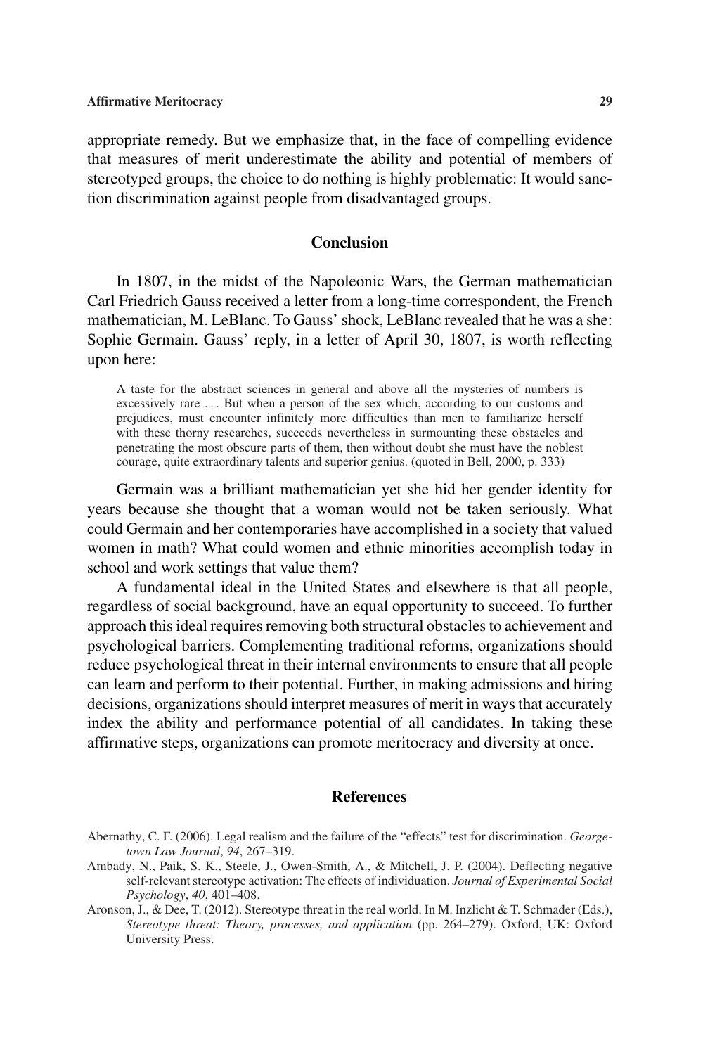appropriate remedy. But we emphasize that, in the face of compelling evidence that measures of merit underestimate the ability and potential of members of stereotyped groups, the choice to do nothing is highly problematic: It would sanction discrimination against people from disadvantaged groups.

## Conclusion

In 1807, in the midst of the Napoleonic Wars, the German mathematician Carl Friedrich Gauss received a letter from a long-time correspondent, the French mathematician, M. LeBlanc. To Gauss' shock, LeBlanc revealed that he was a she: Sophie Germain. Gauss' reply, in a letter of April 30, 1807, is worth reflecting upon here:

> A taste for the abstract sciences in general and above all the mysteries of numbers is excessively rare . . . But when a person of the sex which, according to our customs and prejudices, must encounter infinitely more difficulties than men to familiarize herself with these thorny researches, succeeds nevertheless in surmounting these obstacles and penetrating the most obscure parts of them, then without doubt she must have the noblest courage, quite extraordinary talents and superior genius. (quoted in Bell, 2000, p. 333)

Germain was a brilliant mathematician yet she hid her gender identity for years because she thought that a woman would not be taken seriously. What could Germain and her contemporaries have accomplished in a society that valued women in math? What could women and ethnic minorities accomplish today in school and work settings that value them?

A fundamental ideal in the United States and elsewhere is that all people, regardless of social background, have an equal opportunity to succeed. To further approach this ideal requires removing both structural obstacles to achievement and psychological barriers. Complementing traditional reforms, organizations should reduce psychological threat in their internal environments to ensure that all people can learn and perform to their potential. Further, in making admissions and hiring decisions, organizations should interpret measures of merit in ways that accurately index the ability and performance potential of all candidates. In taking these affirmative steps, organizations can promote meritocracy and diversity at once.

## References

Abernathy, C. F. (2006). Legal realism and the failure of the "effects" test for discrimination. *Georgetown Law Journal*, *94*, 267–319.

Ambady, N., Paik, S. K., Steele, J., Owen-Smith, A., & Mitchell, J. P. (2004). Deflecting negative self-relevant stereotype activation: The effects of individuation. *Journal of Experimental Social Psychology*, *40*, 401–408.

Aronson, J., & Dee, T. (2012). Stereotype threat in the real world. In M. Inzlicht & T. Schmader (Eds.), *Stereotype threat: Theory, processes, and application* (pp. 264–279). Oxford, UK: Oxford University Press.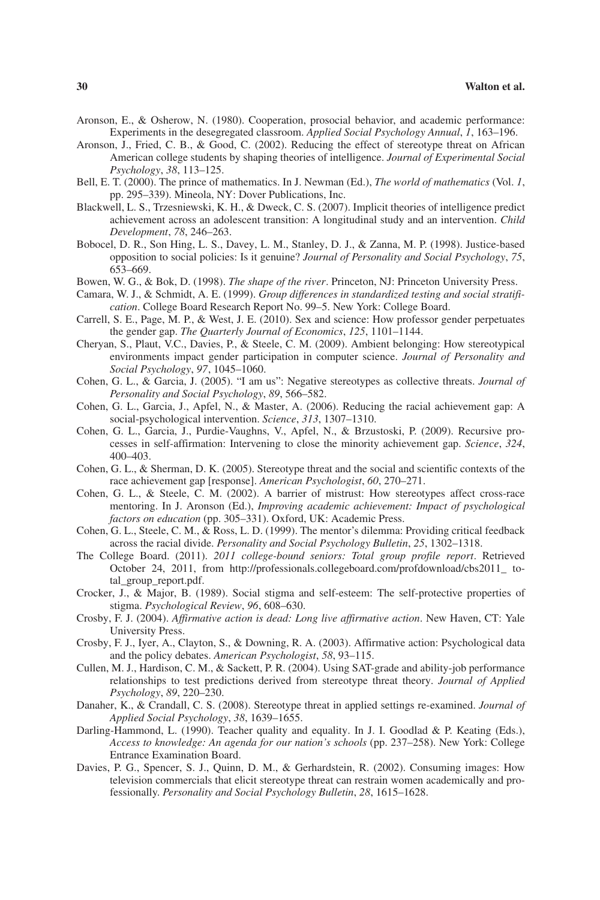Aronson, E., & Osherow, N. (1980). Cooperation, prosocial behavior, and academic performance: Experiments in the desegregated classroom. *Applied Social Psychology Annual*, *1*, 163–196.

Aronson, J., Fried, C. B., & Good, C. (2002). Reducing the effect of stereotype threat on African American college students by shaping theories of intelligence. *Journal of Experimental Social Psychology*, *38*, 113–125.

Bell, E. T. (2000). The prince of mathematics. In J. Newman (Ed.), *The world of mathematics* (Vol. *1*, pp. 295–339). Mineola, NY: Dover Publications, Inc.

Blackwell, L. S., Trzesniewski, K. H., & Dweck, C. S. (2007). Implicit theories of intelligence predict achievement across an adolescent transition: A longitudinal study and an intervention. *Child Development*, *78*, 246–263.

Bobocel, D. R., Son Hing, L. S., Davey, L. M., Stanley, D. J., & Zanna, M. P. (1998). Justice-based opposition to social policies: Is it genuine? *Journal of Personality and Social Psychology*, *75*, 653–669.

Bowen, W. G., & Bok, D. (1998). *The shape of the river*. Princeton, NJ: Princeton University Press.

Camara, W. J., & Schmidt, A. E. (1999). *Group differences in standardized testing and social stratification*. College Board Research Report No. 99–5. New York: College Board.

Carrell, S. E., Page, M. P., & West, J. E. (2010). Sex and science: How professor gender perpetuates the gender gap. *The Quarterly Journal of Economics*, *125*, 1101–1144.

Cheryan, S., Plaut, V.C., Davies, P., & Steele, C. M. (2009). Ambient belonging: How stereotypical environments impact gender participation in computer science. *Journal of Personality and Social Psychology*, *97*, 1045–1060.

Cohen, G. L., & Garcia, J. (2005). "I am us": Negative stereotypes as collective threats. *Journal of Personality and Social Psychology*, *89*, 566–582.

Cohen, G. L., Garcia, J., Apfel, N., & Master, A. (2006). Reducing the racial achievement gap: A social-psychological intervention. *Science*, *313*, 1307–1310.

Cohen, G. L., Garcia, J., Purdie-Vaughns, V., Apfel, N., & Brzustoski, P. (2009). Recursive processes in self-affirmation: Intervening to close the minority achievement gap. *Science*, *324*, 400–403.

Cohen, G. L., & Sherman, D. K. (2005). Stereotype threat and the social and scientific contexts of the race achievement gap [response]. *American Psychologist*, *60*, 270–271.

Cohen, G. L., & Steele, C. M. (2002). A barrier of mistrust: How stereotypes affect cross-race mentoring. In J. Aronson (Ed.), *Improving academic achievement: Impact of psychological factors on education* (pp. 305–331). Oxford, UK: Academic Press.

Cohen, G. L., Steele, C. M., & Ross, L. D. (1999). The mentor's dilemma: Providing critical feedback across the racial divide. *Personality and Social Psychology Bulletin*, *25*, 1302–1318.

The College Board. (2011). *2011 college-bound seniors: Total group profile report*. Retrieved October 24, 2011, from http://professionals.collegeboard.com/profdownload/cbs2011_ total_group_report.pdf.

Crocker, J., & Major, B. (1989). Social stigma and self-esteem: The self-protective properties of stigma. *Psychological Review*, *96*, 608–630.

Crosby, F. J. (2004). *Affirmative action is dead: Long live affirmative action*. New Haven, CT: Yale University Press.

Crosby, F. J., Iyer, A., Clayton, S., & Downing, R. A. (2003). Affirmative action: Psychological data and the policy debates. *American Psychologist*, *58*, 93–115.

Cullen, M. J., Hardison, C. M., & Sackett, P. R. (2004). Using SAT-grade and ability-job performance relationships to test predictions derived from stereotype threat theory. *Journal of Applied Psychology*, *89*, 220–230.

Danaher, K., & Crandall, C. S. (2008). Stereotype threat in applied settings re-examined. *Journal of Applied Social Psychology*, *38*, 1639–1655.

Darling-Hammond, L. (1990). Teacher quality and equality. In J. I. Goodlad & P. Keating (Eds.), *Access to knowledge: An agenda for our nation's schools* (pp. 237–258). New York: College Entrance Examination Board.

Davies, P. G., Spencer, S. J., Quinn, D. M., & Gerhardstein, R. (2002). Consuming images: How television commercials that elicit stereotype threat can restrain women academically and professionally. *Personality and Social Psychology Bulletin*, *28*, 1615–1628.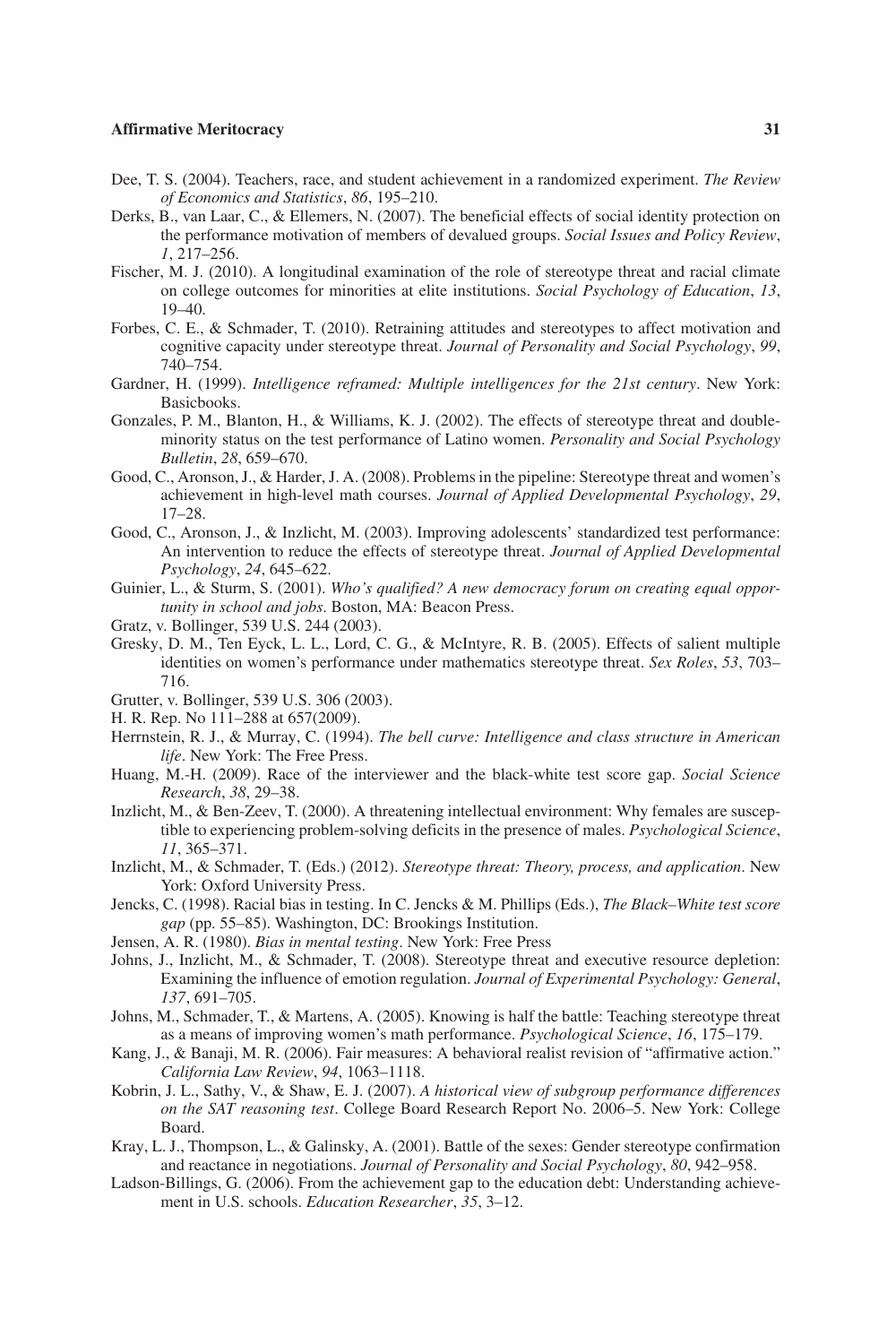Dee, T. S. (2004). Teachers, race, and student achievement in a randomized experiment. *The Review of Economics and Statistics*, *86*, 195–210.

Derks, B., van Laar, C., & Ellemers, N. (2007). The beneficial effects of social identity protection on the performance motivation of members of devalued groups. *Social Issues and Policy Review*, *1*, 217–256.

Fischer, M. J. (2010). A longitudinal examination of the role of stereotype threat and racial climate on college outcomes for minorities at elite institutions. *Social Psychology of Education*, *13*, 19–40.

Forbes, C. E., & Schmader, T. (2010). Retraining attitudes and stereotypes to affect motivation and cognitive capacity under stereotype threat. *Journal of Personality and Social Psychology*, *99*, 740–754.

Gardner, H. (1999). *Intelligence reframed: Multiple intelligences for the 21st century*. New York: Basicbooks.

Gonzales, P. M., Blanton, H., & Williams, K. J. (2002). The effects of stereotype threat and double-minority status on the test performance of Latino women. *Personality and Social Psychology Bulletin*, *28*, 659–670.

Good, C., Aronson, J., & Harder, J. A. (2008). Problems in the pipeline: Stereotype threat and women's achievement in high-level math courses. *Journal of Applied Developmental Psychology*, *29*, 17–28.

Good, C., Aronson, J., & Inzlicht, M. (2003). Improving adolescents' standardized test performance: An intervention to reduce the effects of stereotype threat. *Journal of Applied Developmental Psychology*, *24*, 645–622.

Guinier, L., & Sturm, S. (2001). *Who's qualified? A new democracy forum on creating equal opportunity in school and jobs*. Boston, MA: Beacon Press.

Gratz, v. Bollinger, 539 U.S. 244 (2003).

Gresky, D. M., Ten Eyck, L. L., Lord, C. G., & McIntyre, R. B. (2005). Effects of salient multiple identities on women's performance under mathematics stereotype threat. *Sex Roles*, *53*, 703–716.

Grutter, v. Bollinger, 539 U.S. 306 (2003).

H. R. Rep. No 111–288 at 657(2009).

Herrnstein, R. J., & Murray, C. (1994). *The bell curve: Intelligence and class structure in American life*. New York: The Free Press.

Huang, M.-H. (2009). Race of the interviewer and the black-white test score gap. *Social Science Research*, *38*, 29–38.

Inzlicht, M., & Ben-Zeev, T. (2000). A threatening intellectual environment: Why females are susceptible to experiencing problem-solving deficits in the presence of males. *Psychological Science*, *11*, 365–371.

Inzlicht, M., & Schmader, T. (Eds.) (2012). *Stereotype threat: Theory, process, and application*. New York: Oxford University Press.

Jencks, C. (1998). Racial bias in testing. In C. Jencks & M. Phillips (Eds.), *The Black–White test score gap* (pp. 55–85). Washington, DC: Brookings Institution.

Jensen, A. R. (1980). *Bias in mental testing*. New York: Free Press

Johns, J., Inzlicht, M., & Schmader, T. (2008). Stereotype threat and executive resource depletion: Examining the influence of emotion regulation. *Journal of Experimental Psychology: General*, *137*, 691–705.

Johns, M., Schmader, T., & Martens, A. (2005). Knowing is half the battle: Teaching stereotype threat as a means of improving women's math performance. *Psychological Science*, *16*, 175–179.

Kang, J., & Banaji, M. R. (2006). Fair measures: A behavioral realist revision of "affirmative action." *California Law Review*, *94*, 1063–1118.

Kobrin, J. L., Sathy, V., & Shaw, E. J. (2007). *A historical view of subgroup performance differences on the SAT reasoning test*. College Board Research Report No. 2006–5. New York: College Board.

Kray, L. J., Thompson, L., & Galinsky, A. (2001). Battle of the sexes: Gender stereotype confirmation and reactance in negotiations. *Journal of Personality and Social Psychology*, *80*, 942–958.

Ladson-Billings, G. (2006). From the achievement gap to the education debt: Understanding achievement in U.S. schools. *Education Researcher*, *35*, 3–12.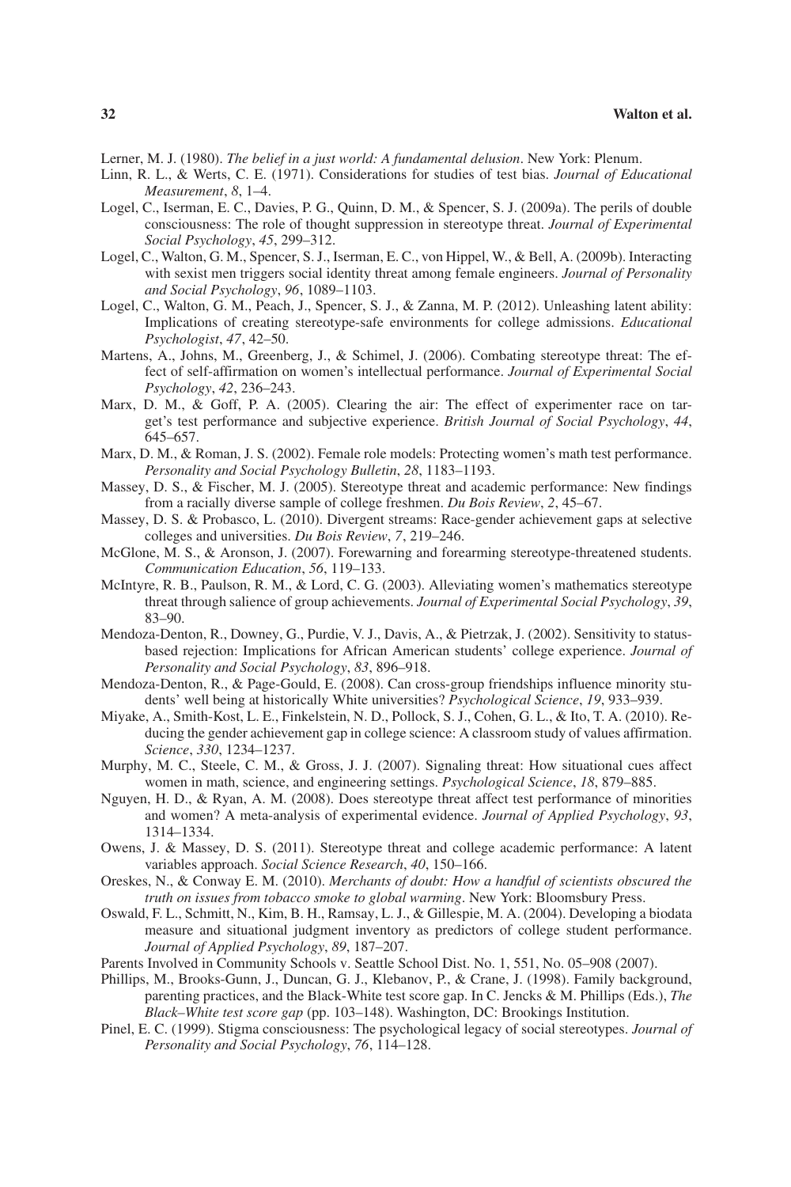Lerner, M. J. (1980). *The belief in a just world: A fundamental delusion*. New York: Plenum.

Linn, R. L., & Werts, C. E. (1971). Considerations for studies of test bias. *Journal of Educational Measurement*, *8*, 1–4.

Logel, C., Iserman, E. C., Davies, P. G., Quinn, D. M., & Spencer, S. J. (2009a). The perils of double consciousness: The role of thought suppression in stereotype threat. *Journal of Experimental Social Psychology*, *45*, 299–312.

Logel, C., Walton, G. M., Spencer, S. J., Iserman, E. C., von Hippel, W., & Bell, A. (2009b). Interacting with sexist men triggers social identity threat among female engineers. *Journal of Personality and Social Psychology*, *96*, 1089–1103.

Logel, C., Walton, G. M., Peach, J., Spencer, S. J., & Zanna, M. P. (2012). Unleashing latent ability: Implications of creating stereotype-safe environments for college admissions. *Educational Psychologist*, *47*, 42–50.

Martens, A., Johns, M., Greenberg, J., & Schimel, J. (2006). Combating stereotype threat: The effect of self-affirmation on women's intellectual performance. *Journal of Experimental Social Psychology*, *42*, 236–243.

Marx, D. M., & Goff, P. A. (2005). Clearing the air: The effect of experimenter race on target's test performance and subjective experience. *British Journal of Social Psychology*, *44*, 645–657.

Marx, D. M., & Roman, J. S. (2002). Female role models: Protecting women's math test performance. *Personality and Social Psychology Bulletin*, *28*, 1183–1193.

Massey, D. S., & Fischer, M. J. (2005). Stereotype threat and academic performance: New findings from a racially diverse sample of college freshmen. *Du Bois Review*, *2*, 45–67.

Massey, D. S. & Probasco, L. (2010). Divergent streams: Race-gender achievement gaps at selective colleges and universities. *Du Bois Review*, *7*, 219–246.

McGlone, M. S., & Aronson, J. (2007). Forewarning and forearming stereotype-threatened students. *Communication Education*, *56*, 119–133.

McIntyre, R. B., Paulson, R. M., & Lord, C. G. (2003). Alleviating women's mathematics stereotype threat through salience of group achievements. *Journal of Experimental Social Psychology*, *39*, 83–90.

Mendoza-Denton, R., Downey, G., Purdie, V. J., Davis, A., & Pietrzak, J. (2002). Sensitivity to status-based rejection: Implications for African American students' college experience. *Journal of Personality and Social Psychology*, *83*, 896–918.

Mendoza-Denton, R., & Page-Gould, E. (2008). Can cross-group friendships influence minority students' well being at historically White universities? *Psychological Science*, *19*, 933–939.

Miyake, A., Smith-Kost, L. E., Finkelstein, N. D., Pollock, S. J., Cohen, G. L., & Ito, T. A. (2010). Reducing the gender achievement gap in college science: A classroom study of values affirmation. *Science*, *330*, 1234–1237.

Murphy, M. C., Steele, C. M., & Gross, J. J. (2007). Signaling threat: How situational cues affect women in math, science, and engineering settings. *Psychological Science*, *18*, 879–885.

Nguyen, H. D., & Ryan, A. M. (2008). Does stereotype threat affect test performance of minorities and women? A meta-analysis of experimental evidence. *Journal of Applied Psychology*, *93*, 1314–1334.

Owens, J. & Massey, D. S. (2011). Stereotype threat and college academic performance: A latent variables approach. *Social Science Research*, *40*, 150–166.

Oreskes, N., & Conway E. M. (2010). *Merchants of doubt: How a handful of scientists obscured the truth on issues from tobacco smoke to global warming*. New York: Bloomsbury Press.

Oswald, F. L., Schmitt, N., Kim, B. H., Ramsay, L. J., & Gillespie, M. A. (2004). Developing a biodata measure and situational judgment inventory as predictors of college student performance. *Journal of Applied Psychology*, *89*, 187–207.

Parents Involved in Community Schools v. Seattle School Dist. No. 1, 551, No. 05–908 (2007).

Phillips, M., Brooks-Gunn, J., Duncan, G. J., Klebanov, P., & Crane, J. (1998). Family background, parenting practices, and the Black-White test score gap. In C. Jencks & M. Phillips (Eds.), *The Black–White test score gap* (pp. 103–148). Washington, DC: Brookings Institution.

Pinel, E. C. (1999). Stigma consciousness: The psychological legacy of social stereotypes. *Journal of Personality and Social Psychology*, *76*, 114–128.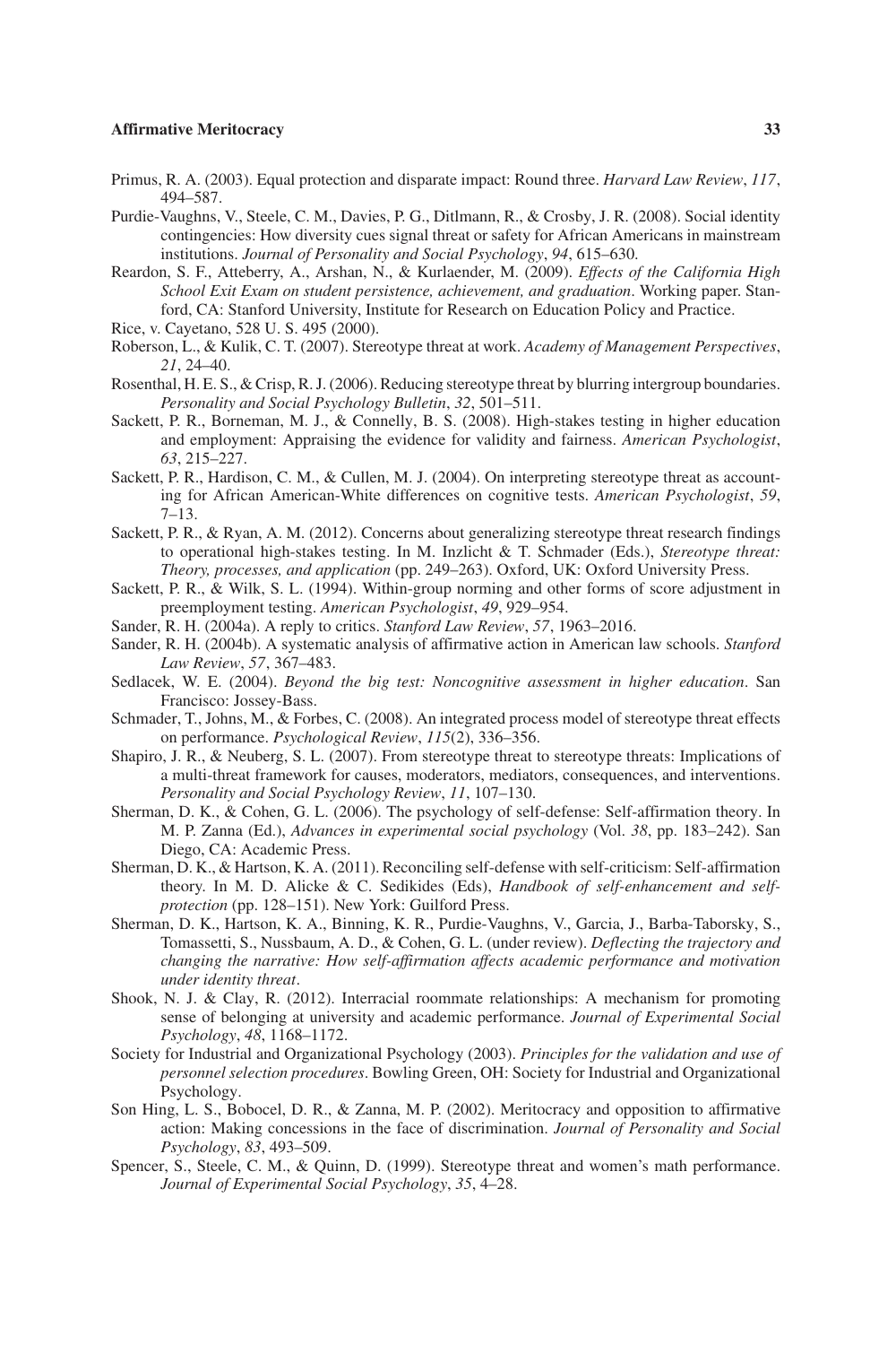Primus, R. A. (2003). Equal protection and disparate impact: Round three. *Harvard Law Review*, *117*, 494–587.

Purdie-Vaughns, V., Steele, C. M., Davies, P. G., Ditlmann, R., & Crosby, J. R. (2008). Social identity contingencies: How diversity cues signal threat or safety for African Americans in mainstream institutions. *Journal of Personality and Social Psychology*, *94*, 615–630.

Reardon, S. F., Atteberry, A., Arshan, N., & Kurlaender, M. (2009). *Effects of the California High School Exit Exam on student persistence, achievement, and graduation*. Working paper. Stanford, CA: Stanford University, Institute for Research on Education Policy and Practice.

Rice, v. Cayetano, 528 U. S. 495 (2000).

Roberson, L., & Kulik, C. T. (2007). Stereotype threat at work. *Academy of Management Perspectives*, *21*, 24–40.

Rosenthal, H. E. S., & Crisp, R. J. (2006). Reducing stereotype threat by blurring intergroup boundaries. *Personality and Social Psychology Bulletin*, *32*, 501–511.

Sackett, P. R., Borneman, M. J., & Connelly, B. S. (2008). High-stakes testing in higher education and employment: Appraising the evidence for validity and fairness. *American Psychologist*, *63*, 215–227.

Sackett, P. R., Hardison, C. M., & Cullen, M. J. (2004). On interpreting stereotype threat as accounting for African American-White differences on cognitive tests. *American Psychologist*, *59*, 7–13.

Sackett, P. R., & Ryan, A. M. (2012). Concerns about generalizing stereotype threat research findings to operational high-stakes testing. In M. Inzlicht & T. Schmader (Eds.), *Stereotype threat: Theory, processes, and application* (pp. 249–263). Oxford, UK: Oxford University Press.

Sackett, P. R., & Wilk, S. L. (1994). Within-group norming and other forms of score adjustment in preemployment testing. *American Psychologist*, *49*, 929–954.

Sander, R. H. (2004a). A reply to critics. *Stanford Law Review*, *57*, 1963–2016.

Sander, R. H. (2004b). A systematic analysis of affirmative action in American law schools. *Stanford Law Review*, *57*, 367–483.

Sedlacek, W. E. (2004). *Beyond the big test: Noncognitive assessment in higher education*. San Francisco: Jossey-Bass.

Schmader, T., Johns, M., & Forbes, C. (2008). An integrated process model of stereotype threat effects on performance. *Psychological Review*, *115*(2), 336–356.

Shapiro, J. R., & Neuberg, S. L. (2007). From stereotype threat to stereotype threats: Implications of a multi-threat framework for causes, moderators, mediators, consequences, and interventions. *Personality and Social Psychology Review*, *11*, 107–130.

Sherman, D. K., & Cohen, G. L. (2006). The psychology of self-defense: Self-affirmation theory. In M. P. Zanna (Ed.), *Advances in experimental social psychology* (Vol. *38*, pp. 183–242). San Diego, CA: Academic Press.

Sherman, D. K., & Hartson, K. A. (2011). Reconciling self-defense with self-criticism: Self-affirmation theory. In M. D. Alicke & C. Sedikides (Eds), *Handbook of self-enhancement and self-protection* (pp. 128–151). New York: Guilford Press.

Sherman, D. K., Hartson, K. A., Binning, K. R., Purdie-Vaughns, V., Garcia, J., Barba-Taborsky, S., Tomassetti, S., Nussbaum, A. D., & Cohen, G. L. (under review). *Deflecting the trajectory and changing the narrative: How self-affirmation affects academic performance and motivation under identity threat*.

Shook, N. J. & Clay, R. (2012). Interracial roommate relationships: A mechanism for promoting sense of belonging at university and academic performance. *Journal of Experimental Social Psychology*, *48*, 1168–1172.

Society for Industrial and Organizational Psychology (2003). *Principles for the validation and use of personnel selection procedures*. Bowling Green, OH: Society for Industrial and Organizational Psychology.

Son Hing, L. S., Bobocel, D. R., & Zanna, M. P. (2002). Meritocracy and opposition to affirmative action: Making concessions in the face of discrimination. *Journal of Personality and Social Psychology*, *83*, 493–509.

Spencer, S., Steele, C. M., & Quinn, D. (1999). Stereotype threat and women's math performance. *Journal of Experimental Social Psychology*, *35*, 4–28.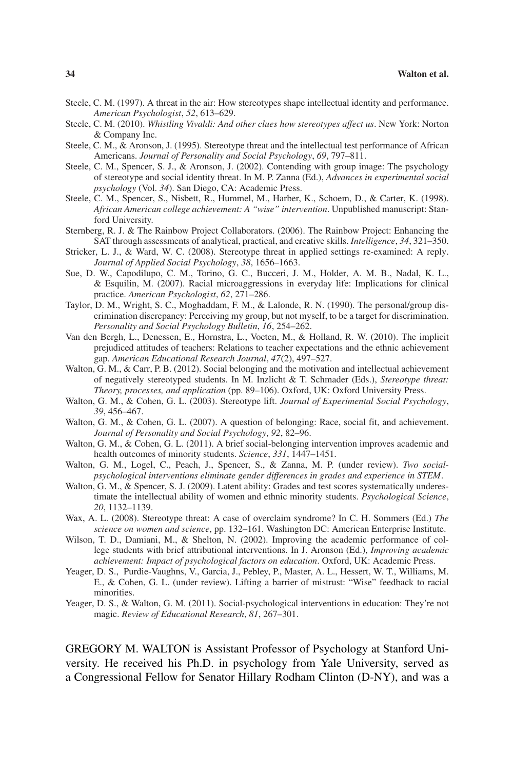Steele, C. M. (1997). A threat in the air: How stereotypes shape intellectual identity and performance. *American Psychologist*, *52*, 613–629.

Steele, C. M. (2010). *Whistling Vivaldi: And other clues how stereotypes affect us*. New York: Norton & Company Inc.

Steele, C. M., & Aronson, J. (1995). Stereotype threat and the intellectual test performance of African Americans. *Journal of Personality and Social Psychology*, *69*, 797–811.

Steele, C. M., Spencer, S. J., & Aronson, J. (2002). Contending with group image: The psychology of stereotype and social identity threat. In M. P. Zanna (Ed.), *Advances in experimental social psychology* (Vol. *34*). San Diego, CA: Academic Press.

Steele, C. M., Spencer, S., Nisbett, R., Hummel, M., Harber, K., Schoem, D., & Carter, K. (1998). *African American college achievement: A "wise" intervention*. Unpublished manuscript: Stanford University.

Sternberg, R. J. & The Rainbow Project Collaborators. (2006). The Rainbow Project: Enhancing the SAT through assessments of analytical, practical, and creative skills. *Intelligence*, *34*, 321–350.

Stricker, L. J., & Ward, W. C. (2008). Stereotype threat in applied settings re-examined: A reply. *Journal of Applied Social Psychology*, *38*, 1656–1663.

Sue, D. W., Capodilupo, C. M., Torino, G. C., Bucceri, J. M., Holder, A. M. B., Nadal, K. L., & Esquilin, M. (2007). Racial microaggressions in everyday life: Implications for clinical practice. *American Psychologist*, *62*, 271–286.

Taylor, D. M., Wright, S. C., Moghaddam, F. M., & Lalonde, R. N. (1990). The personal/group discrimination discrepancy: Perceiving my group, but not myself, to be a target for discrimination. *Personality and Social Psychology Bulletin*, *16*, 254–262.

Van den Bergh, L., Denessen, E., Hornstra, L., Voeten, M., & Holland, R. W. (2010). The implicit prejudiced attitudes of teachers: Relations to teacher expectations and the ethnic achievement gap. *American Educational Research Journal*, *47*(2), 497–527.

Walton, G. M., & Carr, P. B. (2012). Social belonging and the motivation and intellectual achievement of negatively stereotyped students. In M. Inzlicht & T. Schmader (Eds.), *Stereotype threat: Theory, processes, and application* (pp. 89–106). Oxford, UK: Oxford University Press.

Walton, G. M., & Cohen, G. L. (2003). Stereotype lift. *Journal of Experimental Social Psychology*, *39*, 456–467.

Walton, G. M., & Cohen, G. L. (2007). A question of belonging: Race, social fit, and achievement. *Journal of Personality and Social Psychology*, *92*, 82–96.

Walton, G. M., & Cohen, G. L. (2011). A brief social-belonging intervention improves academic and health outcomes of minority students. *Science*, *331*, 1447–1451.

Walton, G. M., Logel, C., Peach, J., Spencer, S., & Zanna, M. P. (under review). *Two social-psychological interventions eliminate gender differences in grades and experience in STEM*.

Walton, G. M., & Spencer, S. J. (2009). Latent ability: Grades and test scores systematically underestimate the intellectual ability of women and ethnic minority students. *Psychological Science*, *20*, 1132–1139.

Wax, A. L. (2008). Stereotype threat: A case of overclaim syndrome? In C. H. Sommers (Ed.) *The science on women and science*, pp. 132–161. Washington DC: American Enterprise Institute.

Wilson, T. D., Damiani, M., & Shelton, N. (2002). Improving the academic performance of college students with brief attributional interventions. In J. Aronson (Ed.), *Improving academic achievement: Impact of psychological factors on education*. Oxford, UK: Academic Press.

Yeager, D. S., Purdie-Vaughns, V., Garcia, J., Pebley, P., Master, A. L., Hessert, W. T., Williams, M. E., & Cohen, G. L. (under review). Lifting a barrier of mistrust: "Wise" feedback to racial minorities.

Yeager, D. S., & Walton, G. M. (2011). Social-psychological interventions in education: They're not magic. *Review of Educational Research*, *81*, 267–301.

GREGORY M. WALTON is Assistant Professor of Psychology at Stanford University. He received his Ph.D. in psychology from Yale University, served as a Congressional Fellow for Senator Hillary Rodham Clinton (D-NY), and was a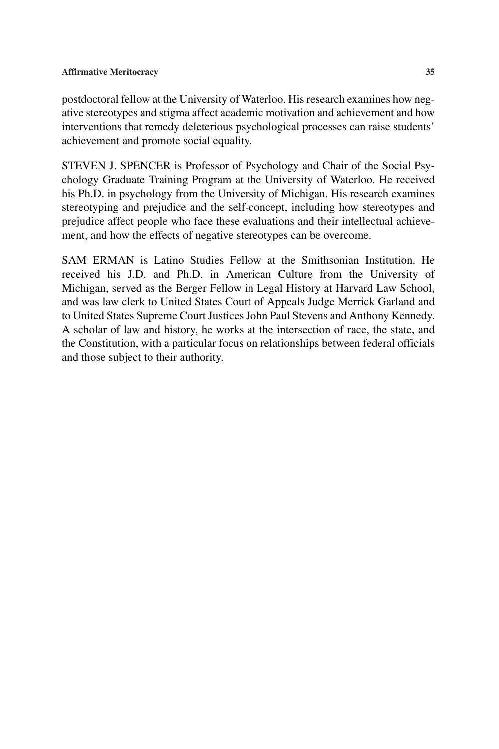postdoctoral fellow at the University of Waterloo. His research examines how negative stereotypes and stigma affect academic motivation and achievement and how interventions that remedy deleterious psychological processes can raise students' achievement and promote social equality.

STEVEN J. SPENCER is Professor of Psychology and Chair of the Social Psychology Graduate Training Program at the University of Waterloo. He received his Ph.D. in psychology from the University of Michigan. His research examines stereotyping and prejudice and the self-concept, including how stereotypes and prejudice affect people who face these evaluations and their intellectual achievement, and how the effects of negative stereotypes can be overcome.

SAM ERMAN is Latino Studies Fellow at the Smithsonian Institution. He received his J.D. and Ph.D. in American Culture from the University of Michigan, served as the Berger Fellow in Legal History at Harvard Law School, and was law clerk to United States Court of Appeals Judge Merrick Garland and to United States Supreme Court Justices John Paul Stevens and Anthony Kennedy. A scholar of law and history, he works at the intersection of race, the state, and the Constitution, with a particular focus on relationships between federal officials and those subject to their authority.